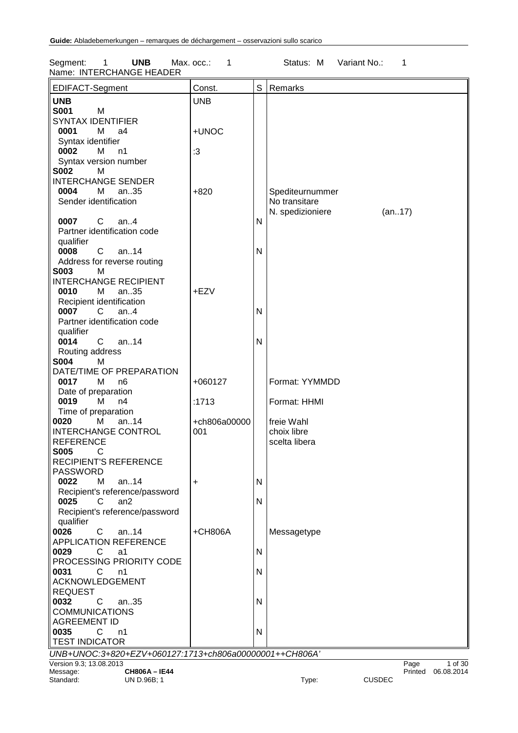**Guide:** Abladebemerkungen – remarques de déchargement – osservazioni sullo scarico

Segment: 1 **UNB** Max. occ.: 1 Status: M Variant No.: 1
Name: INTERCHANGE HEADER

| EDIFACT-Segment | Const. | S | Remarks |
|---|---|---|---|
| **UNB** | UNB | | |
| **S001** M SYNTAX IDENTIFIER | | | |
| **0001** M a4 Syntax identifier | +UNOC | | |
| **0002** M n1 Syntax version number | :3 | | |
| **S002** M INTERCHANGE SENDER | | | |
| **0004** M an..35 Sender identification | +820 | | Spediteurnummer<br>No transitare<br>N. spedizioniere (an..17) |
| **0007** C an..4 Partner identification code qualifier | | N | |
| **0008** C an..14 Address for reverse routing | | N | |
| **S003** M INTERCHANGE RECIPIENT | | | |
| **0010** M an..35 Recipient identification | +EZV | | |
| **0007** C an..4 Partner identification code qualifier | | N | |
| **0014** C an..14 Routing address | | N | |
| **S004** M DATE/TIME OF PREPARATION | | | |
| **0017** M n6 Date of preparation | +060127 | | Format: YYMMDD |
| **0019** M n4 Time of preparation | :1713 | | Format: HHMI |
| **0020** M an..14 INTERCHANGE CONTROL REFERENCE | +ch806a00000001 | | freie Wahl<br>choix libre<br>scelta libera |
| **S005** C RECIPIENT'S REFERENCE PASSWORD | | | |
| **0022** M an..14 Recipient's reference/password | + | N | |
| **0025** C an2 Recipient's reference/password qualifier | | N | |
| **0026** C an..14 APPLICATION REFERENCE | +CH806A | | Messagetype |
| **0029** C a1 PROCESSING PRIORITY CODE | | N | |
| **0031** C n1 ACKNOWLEDGEMENT REQUEST | | N | |
| **0032** C an..35 COMMUNICATIONS AGREEMENT ID | | N | |
| **0035** C n1 TEST INDICATOR | | N | |

*UNB+UNOC:3+820+EZV+060127:1713+ch806a00000001++CH806A'*

Version 9.3; 13.08.2013
Message: **CH806A – IE44**
Standard: UN D.96B; 1 Type: CUSDEC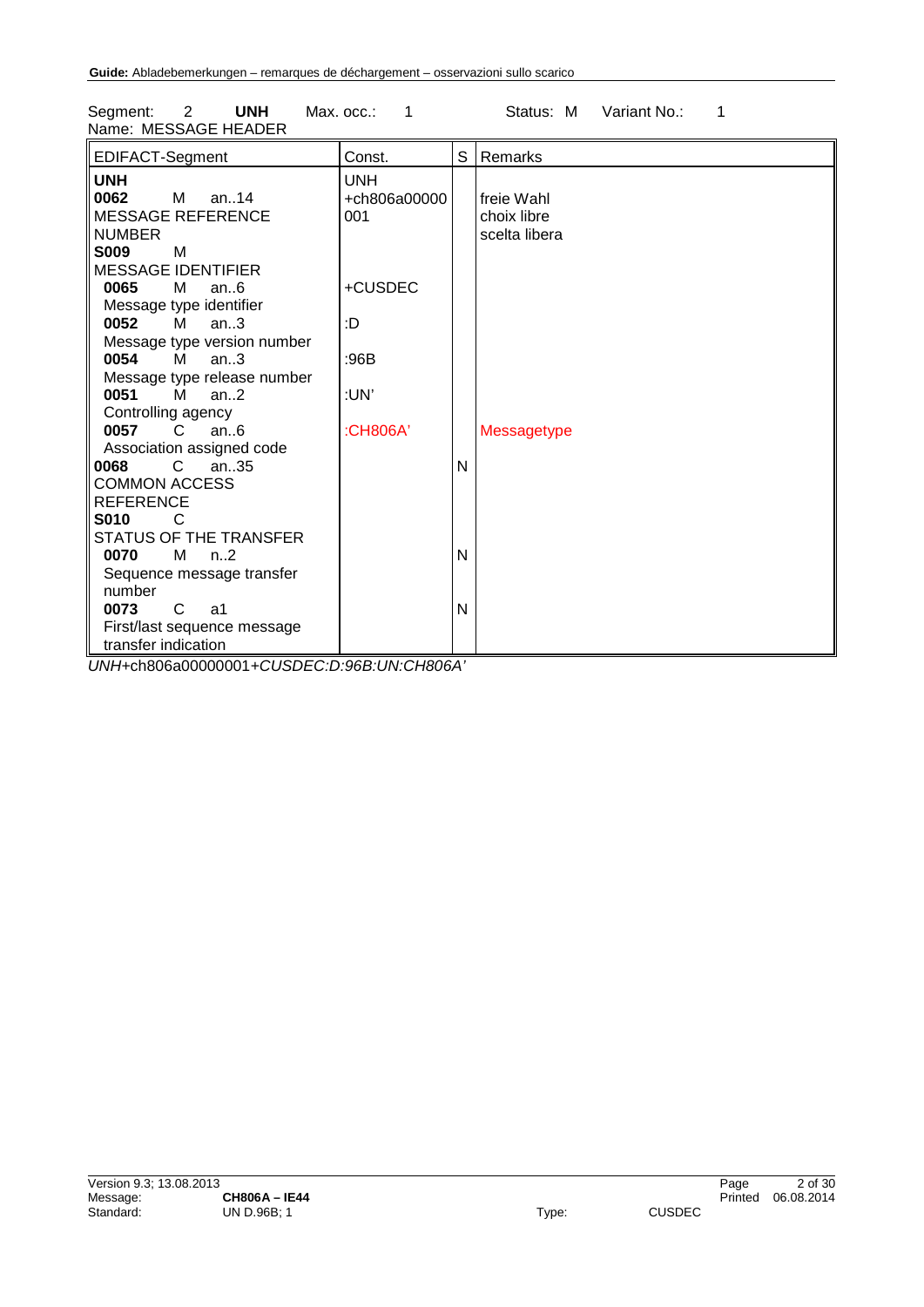Segment: 2 **UNH** Max. occ.: 1 Status: M Variant No.: 1
Name: MESSAGE HEADER

| EDIFACT-Segment | Const. | S | Remarks |
|---|---|---|---|
| **UNH** | UNH | | |
| **0062** M an..14 MESSAGE REFERENCE NUMBER | +ch806a00000001 | | freie Wahl choix libre scelta libera |
| **S009** M MESSAGE IDENTIFIER | | | |
| **0065** M an..6 Message type identifier | +CUSDEC | | |
| **0052** M an..3 Message type version number | :D | | |
| **0054** M an..3 Message type release number | :96B | | |
| **0051** M an..2 Controlling agency | :UN' | | |
| **0057** C an..6 Association assigned code | :CH806A' | | Messagetype |
| **0068** C an..35 COMMON ACCESS REFERENCE | | N | |
| **S010** C STATUS OF THE TRANSFER | | | |
| **0070** M n..2 Sequence message transfer number | | N | |
| **0073** C a1 First/last sequence message transfer indication | | N | |

*UNH*+ch806a00000001+*CUSDEC:D:96B:UN:CH806A'*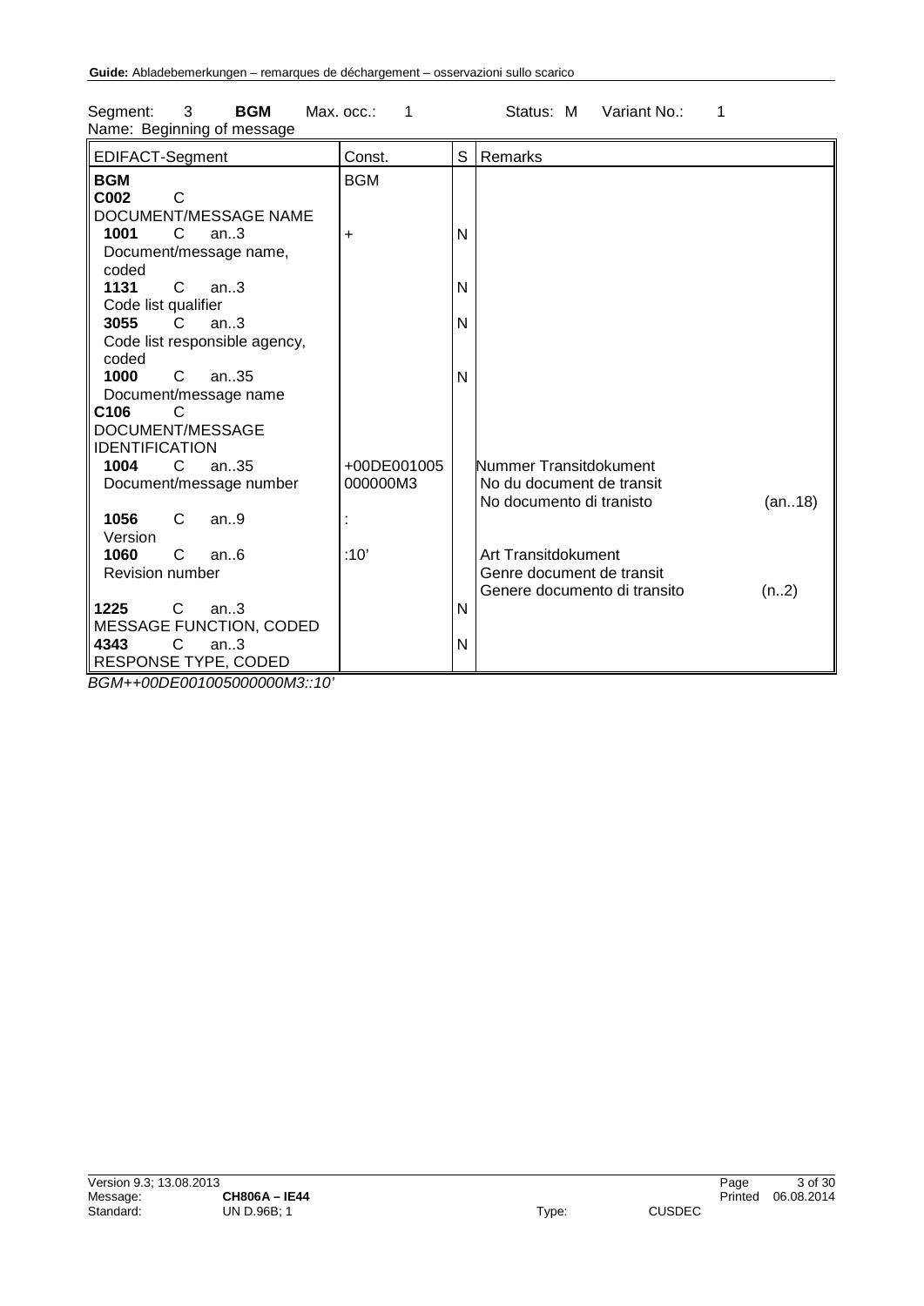Segment: 3 **BGM** Max. occ.: 1 Status: M Variant No.: 1
Name: Beginning of message

| EDIFACT-Segment | Const. | S | Remarks |
|---|---|---|---|
| **BGM** | BGM | | |
| **C002** C DOCUMENT/MESSAGE NAME | | | |
| **1001** C an..3 Document/message name, coded | + | N | |
| **1131** C an..3 Code list qualifier | | N | |
| **3055** C an..3 Code list responsible agency, coded | | N | |
| **1000** C an..35 Document/message name | | N | |
| **C106** C DOCUMENT/MESSAGE IDENTIFICATION | | | |
| **1004** C an..35 Document/message number | +00DE001005 000000M3 | | Nummer Transitdokument<br>No du document de transit<br>No documento di tranisto (an..18) |
| **1056** C an..9 Version | : | | |
| **1060** C an..6 Revision number | :10' | | Art Transitdokument<br>Genre document de transit<br>Genere documento di transito (n..2) |
| **1225** C an..3 MESSAGE FUNCTION, CODED | | N | |
| **4343** C an..3 RESPONSE TYPE, CODED | | N | |

*BGM++00DE001005000000M3::10'*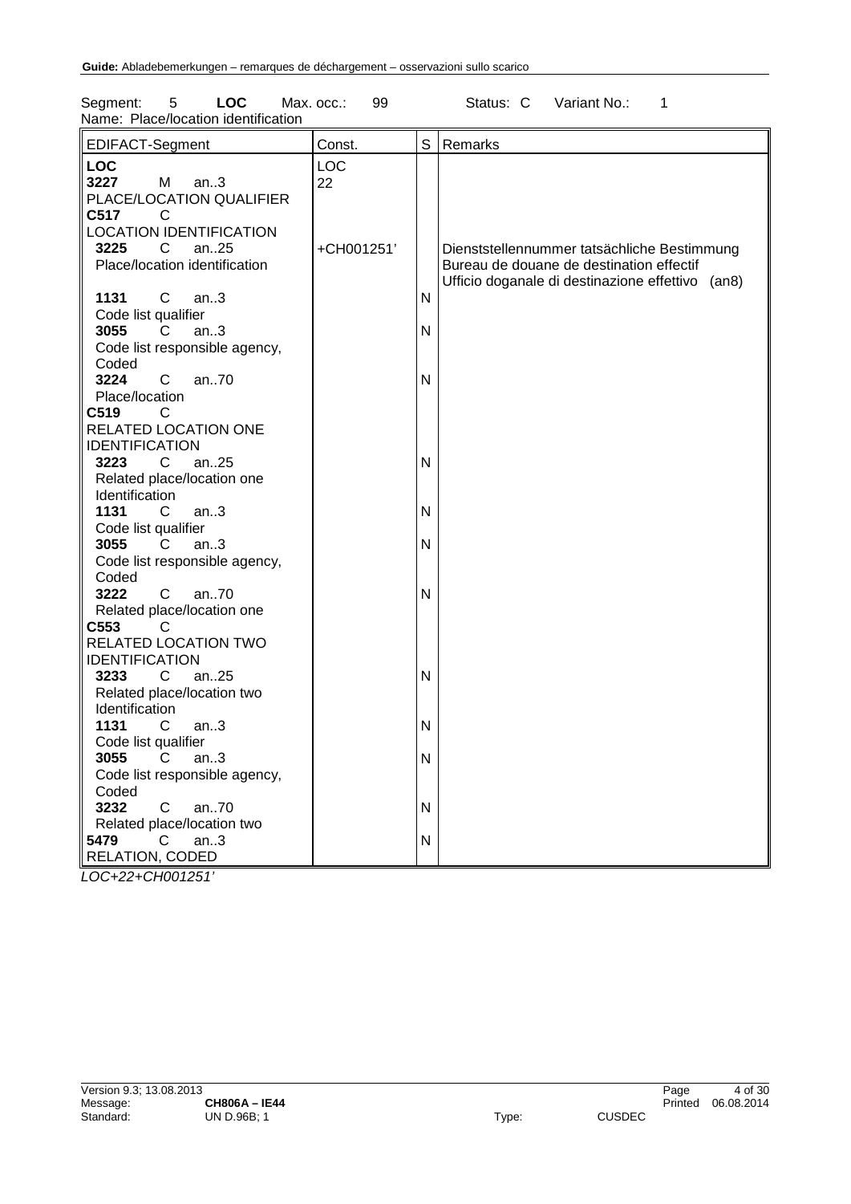Segment: 5 **LOC** Max. occ.: 99 Status: C Variant No.: 1
Name: Place/location identification

| EDIFACT-Segment | Const. | S | Remarks |
|---|---|---|---|
| **LOC** | LOC | | |
| **3227** M an..3 PLACE/LOCATION QUALIFIER | 22 | | |
| **C517** C LOCATION IDENTIFICATION | | | |
| **3225** C an..25 Place/location identification | +CH001251' | | Dienststellennummer tatsächliche Bestimmung Bureau de douane de destination effectif Ufficio doganale di destinazione effettivo (an8) |
| **1131** C an..3 Code list qualifier | | N | |
| **3055** C an..3 Code list responsible agency, Coded | | N | |
| **3224** C an..70 Place/location | | N | |
| **C519** C RELATED LOCATION ONE IDENTIFICATION | | | |
| **3223** C an..25 Related place/location one Identification | | N | |
| **1131** C an..3 Code list qualifier | | N | |
| **3055** C an..3 Code list responsible agency, Coded | | N | |
| **3222** C an..70 Related place/location one | | N | |
| **C553** C RELATED LOCATION TWO IDENTIFICATION | | | |
| **3233** C an..25 Related place/location two Identification | | N | |
| **1131** C an..3 Code list qualifier | | N | |
| **3055** C an..3 Code list responsible agency, Coded | | N | |
| **3232** C an..70 Related place/location two | | N | |
| **5479** C an..3 RELATION, CODED | | N | |

*LOC+22+CH001251'*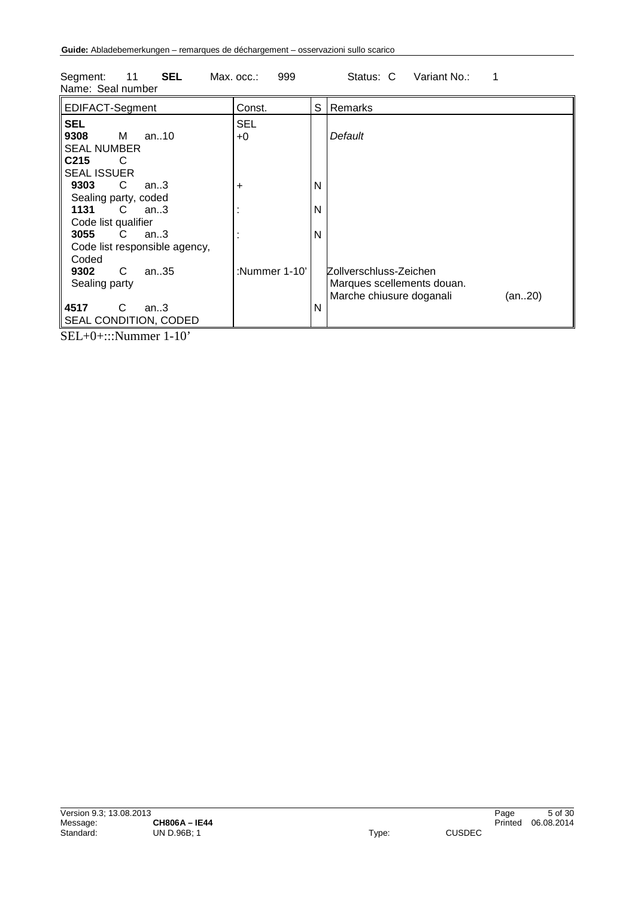Segment: 11 **SEL** Max. occ.: 999 Status: C Variant No.: 1
Name: Seal number

| EDIFACT-Segment | Const. | S | Remarks |
|---|---|---|---|
| **SEL** | SEL | | |
| **9308** M an..10<br>SEAL NUMBER | +0 | | *Default* |
| **C215** C<br>SEAL ISSUER | | | |
| **9303** C an..3<br>Sealing party, coded | + | N | |
| **1131** C an..3<br>Code list qualifier | : | N | |
| **3055** C an..3<br>Code list responsible agency, Coded | : | N | |
| **9302** C an..35<br>Sealing party | :Nummer 1-10' | | Zollverschluss-Zeichen<br>Marques scellements douan.<br>Marche chiusure doganali (an..20) |
| **4517** C an..3<br>SEAL CONDITION, CODED | | N | |

SEL+0+:::Nummer 1-10'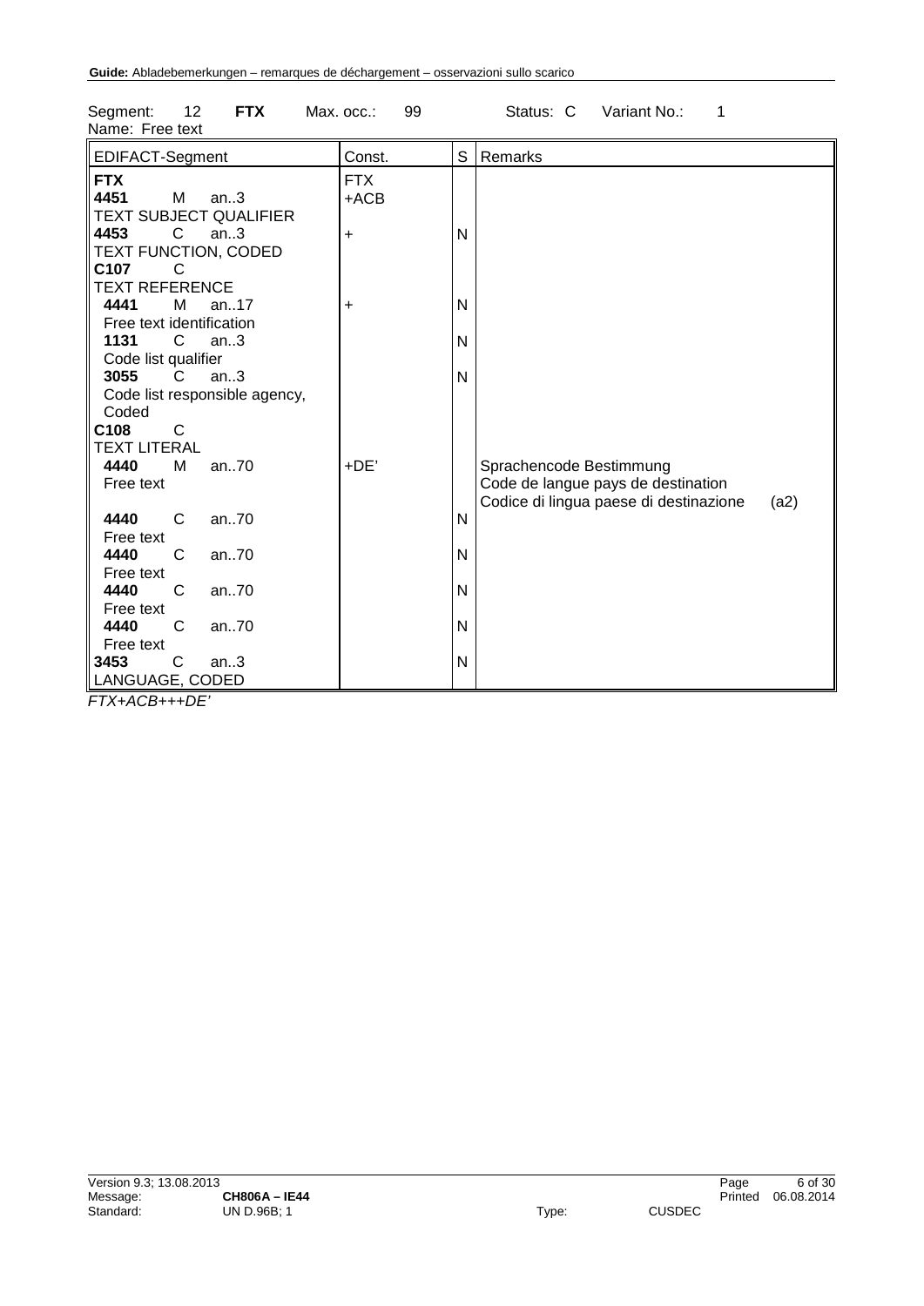Segment: 12 **FTX** Max. occ.: 99 Status: C Variant No.: 1
Name: Free text

| EDIFACT-Segment | Const. | S | Remarks |
|---|---|---|---|
| **FTX** | FTX | | |
| **4451** M an..3<br>TEXT SUBJECT QUALIFIER | +ACB | | |
| **4453** C an..3<br>TEXT FUNCTION, CODED | + | N | |
| **C107** C<br>TEXT REFERENCE | | | |
| **4441** M an..17<br>Free text identification | + | N | |
| **1131** C an..3<br>Code list qualifier | | N | |
| **3055** C an..3<br>Code list responsible agency, Coded | | N | |
| **C108** C<br>TEXT LITERAL | | | |
| **4440** M an..70<br>Free text | +DE' | | Sprachencode Bestimmung<br>Code de langue pays de destination<br>Codice di lingua paese di destinazione (a2) |
| **4440** C an..70<br>Free text | | N | |
| **4440** C an..70<br>Free text | | N | |
| **4440** C an..70<br>Free text | | N | |
| **4440** C an..70<br>Free text | | N | |
| **3453** C an..3<br>LANGUAGE, CODED | | N | |

*FTX+ACB+++DE'*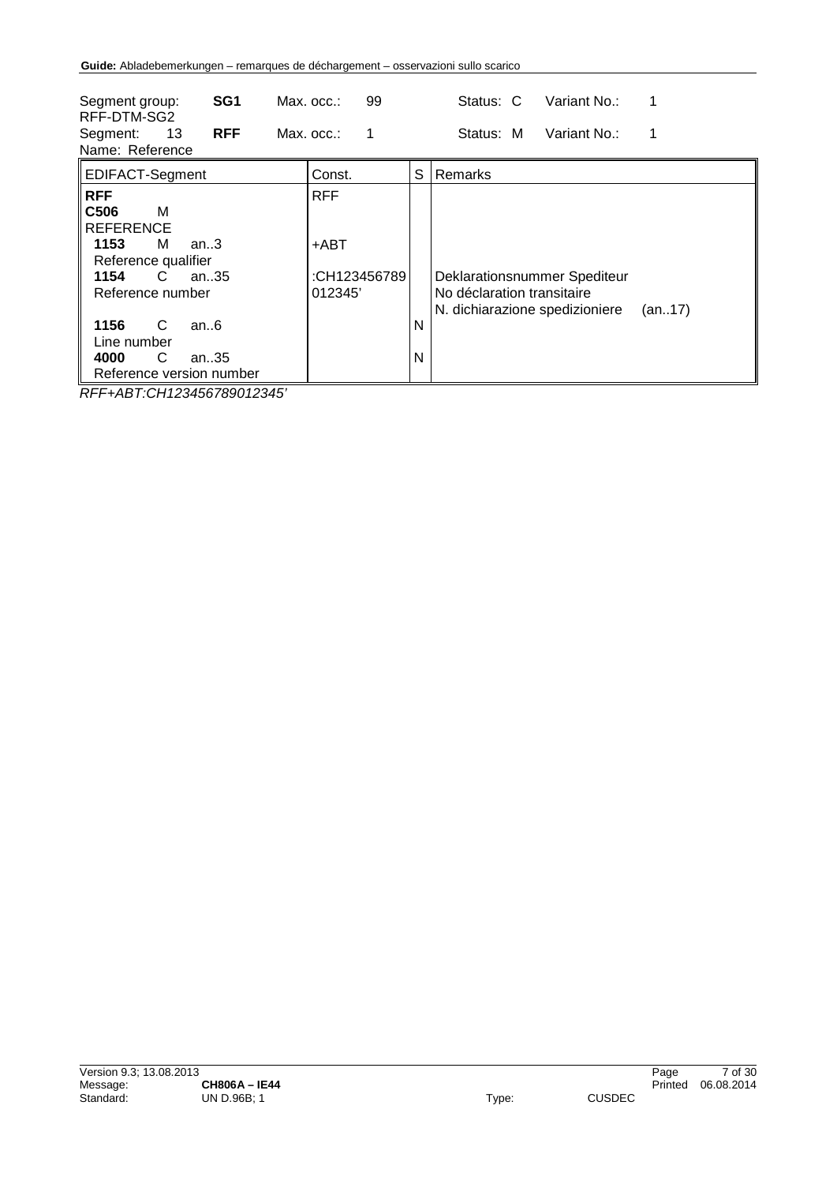| Segment group: RFF-DTM-SG2 | SG1 | Max. occ.: | 99 | Status: C | Variant No.: | 1 |
|---|---|---|---|---|---|---|
| Segment: 13 Name: Reference | RFF | Max. occ.: | 1 | Status: M | Variant No.: | 1 |

| EDIFACT-Segment | Const. | S | Remarks |
|---|---|---|---|
| **RFF** | RFF | | |
| **C506** M REFERENCE | | | |
| **1153** M an..3 Reference qualifier | +ABT | | |
| **1154** C an..35 Reference number | :CH123456789 012345' | | Deklarationsnummer Spediteur<br>No déclaration transitaire<br>N. dichiarazione spedizioniere (an..17) |
| **1156** C an..6 Line number | | N | |
| **4000** C an..35 Reference version number | | N | |

*RFF+ABT:CH123456789012345'*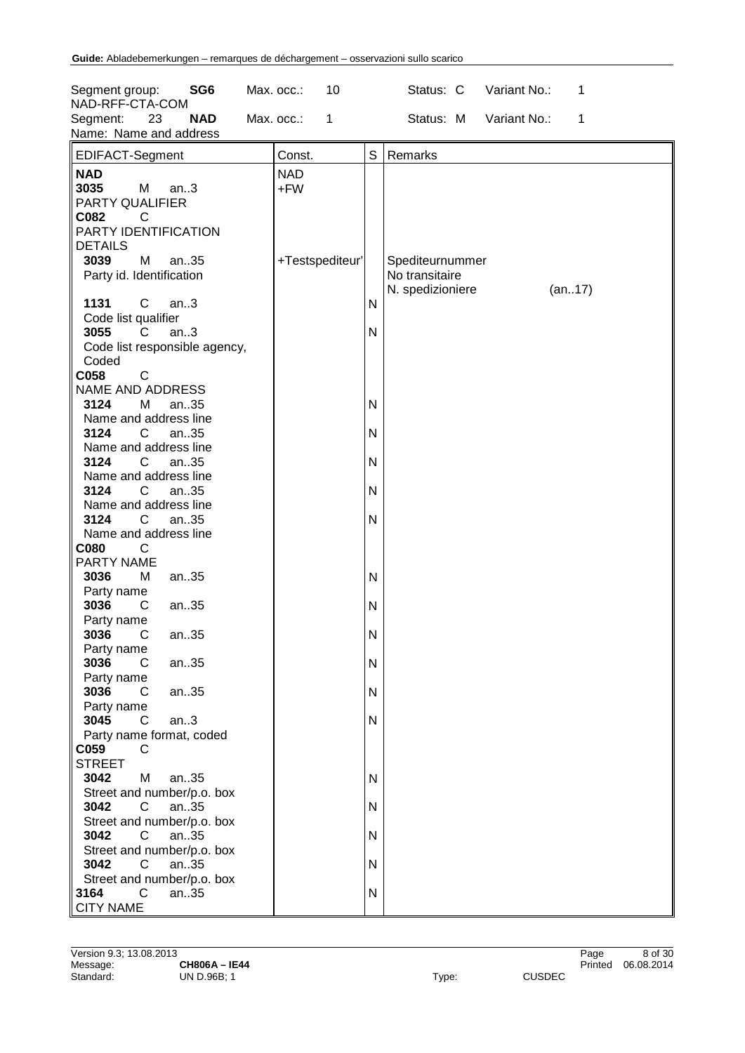| Segment group: | SG6 | Max. occ.: | 10 | Status: C | Variant No.: | 1 |
|---|---|---|---|---|---|---|
| NAD-RFF-CTA-COM | | | | | | |
| Segment: 23 | NAD | Max. occ.: | 1 | Status: M | Variant No.: | 1 |
| Name: Name and address | | | | | | |

| EDIFACT-Segment | Const. | S | Remarks |
|---|---|---|---|
| **NAD** | NAD | | |
| **3035** M an..3<br>PARTY QUALIFIER | +FW | | |
| **C082** C<br>PARTY IDENTIFICATION DETAILS | | | |
| **3039** M an..35<br>Party id. Identification | +Testspediteur' | | Spediteurnummer<br>No transitaire<br>N. spedizioniere (an..17) |
| **1131** C an..3<br>Code list qualifier | | N | |
| **3055** C an..3<br>Code list responsible agency, Coded | | N | |
| **C058** C<br>NAME AND ADDRESS | | | |
| **3124** M an..35<br>Name and address line | | N | |
| **3124** C an..35<br>Name and address line | | N | |
| **3124** C an..35<br>Name and address line | | N | |
| **3124** C an..35<br>Name and address line | | N | |
| **3124** C an..35<br>Name and address line | | N | |
| **C080** C<br>PARTY NAME | | | |
| **3036** M an..35<br>Party name | | N | |
| **3036** C an..35<br>Party name | | N | |
| **3036** C an..35<br>Party name | | N | |
| **3036** C an..35<br>Party name | | N | |
| **3036** C an..35<br>Party name | | N | |
| **3045** C an..3<br>Party name format, coded | | N | |
| **C059** C<br>STREET | | | |
| **3042** M an..35<br>Street and number/p.o. box | | N | |
| **3042** C an..35<br>Street and number/p.o. box | | N | |
| **3042** C an..35<br>Street and number/p.o. box | | N | |
| **3042** C an..35<br>Street and number/p.o. box | | N | |
| **3164** C an..35<br>CITY NAME | | N | |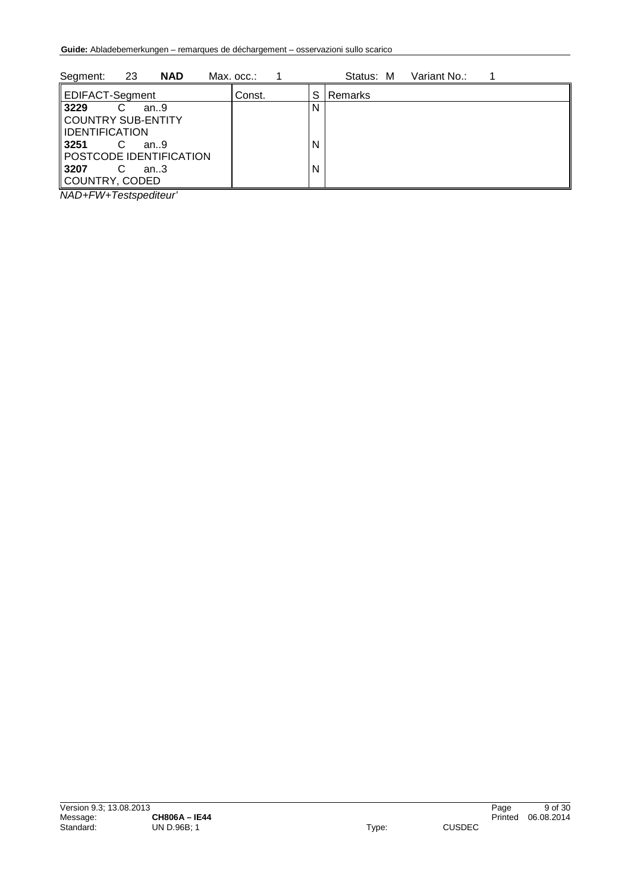Segment: 23 **NAD** Max. occ.: 1 Status: M Variant No.: 1

| EDIFACT-Segment | Const. | S | Remarks |
|---|---|---|---|
| **3229** C an..9<br>COUNTRY SUB-ENTITY IDENTIFICATION | | N | |
| **3251** C an..9<br>POSTCODE IDENTIFICATION | | N | |
| **3207** C an..3<br>COUNTRY, CODED | | N | |

*NAD+FW+Testspediteur'*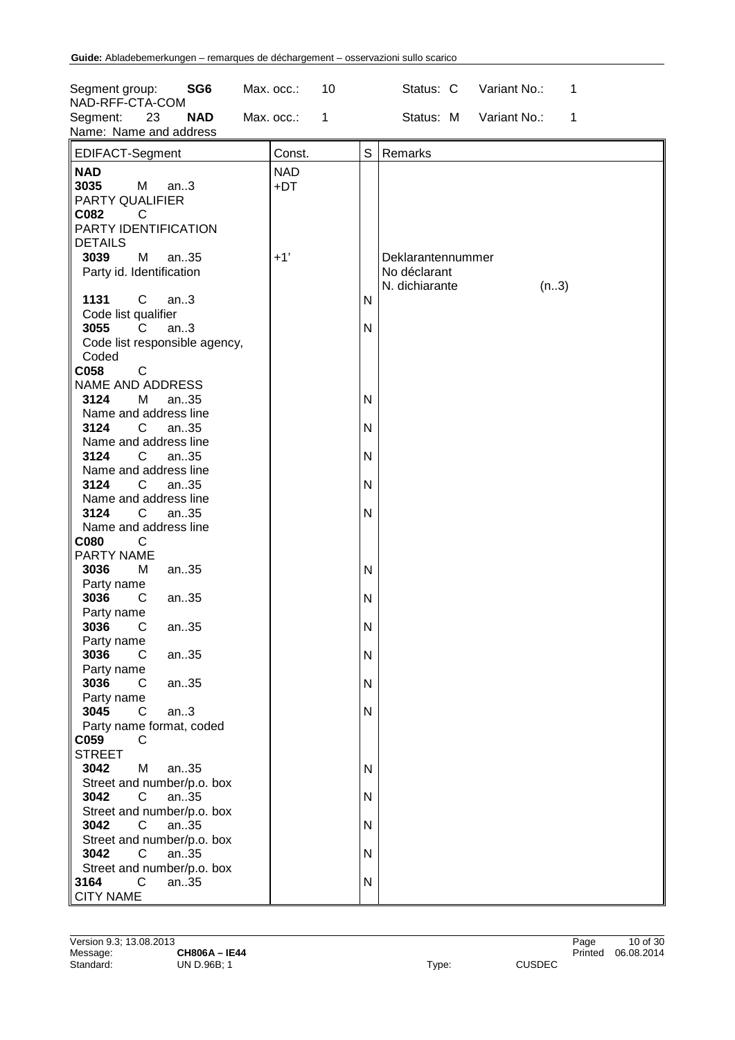Segment group: **SG6** Max. occ.: 10 Status: C Variant No.: 1
NAD-RFF-CTA-COM

Segment: 23 **NAD** Max. occ.: 1 Status: M Variant No.: 1
Name: Name and address

| EDIFACT-Segment | Const. | S | Remarks |
|---|---|---|---|
| **NAD** | NAD | | |
| **3035** M an..3 PARTY QUALIFIER | +DT | | |
| **C082** C PARTY IDENTIFICATION DETAILS | | | |
| **3039** M an..35 Party id. Identification | +1' | | Deklarantennummer<br>No déclarant<br>N. dichiarante (n..3) |
| **1131** C an..3 Code list qualifier | | N | |
| **3055** C an..3 Code list responsible agency, Coded | | N | |
| **C058** C NAME AND ADDRESS | | | |
| **3124** M an..35 Name and address line | | N | |
| **3124** C an..35 Name and address line | | N | |
| **3124** C an..35 Name and address line | | N | |
| **3124** C an..35 Name and address line | | N | |
| **3124** C an..35 Name and address line | | N | |
| **C080** C PARTY NAME | | | |
| **3036** M an..35 Party name | | N | |
| **3036** C an..35 Party name | | N | |
| **3036** C an..35 Party name | | N | |
| **3036** C an..35 Party name | | N | |
| **3036** C an..35 Party name | | N | |
| **3045** C an..3 Party name format, coded | | N | |
| **C059** C STREET | | | |
| **3042** M an..35 Street and number/p.o. box | | N | |
| **3042** C an..35 Street and number/p.o. box | | N | |
| **3042** C an..35 Street and number/p.o. box | | N | |
| **3042** C an..35 Street and number/p.o. box | | N | |
| **3164** C an..35 CITY NAME | | N | |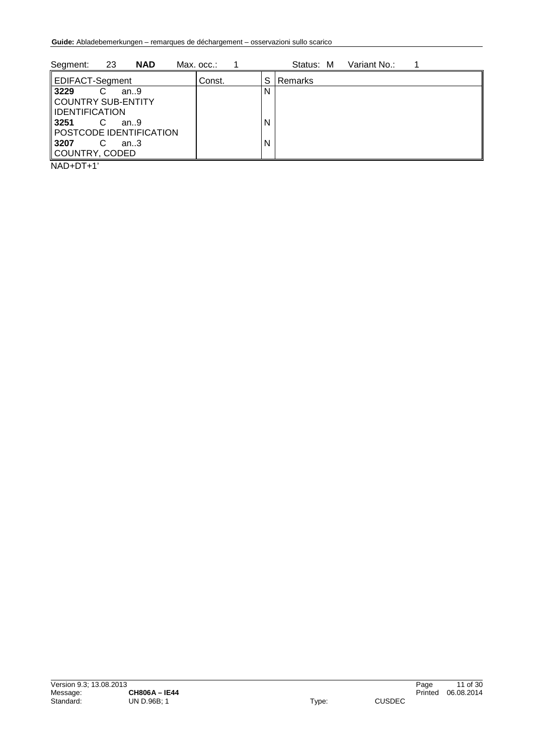Segment: 23 **NAD** Max. occ.: 1 Status: M Variant No.: 1

| EDIFACT-Segment | Const. | S | Remarks |
|---|---|---|---|
| **3229** C an..9<br>COUNTRY SUB-ENTITY IDENTIFICATION | | N | |
| **3251** C an..9<br>POSTCODE IDENTIFICATION | | N | |
| **3207** C an..3<br>COUNTRY, CODED | | N | |

NAD+DT+1'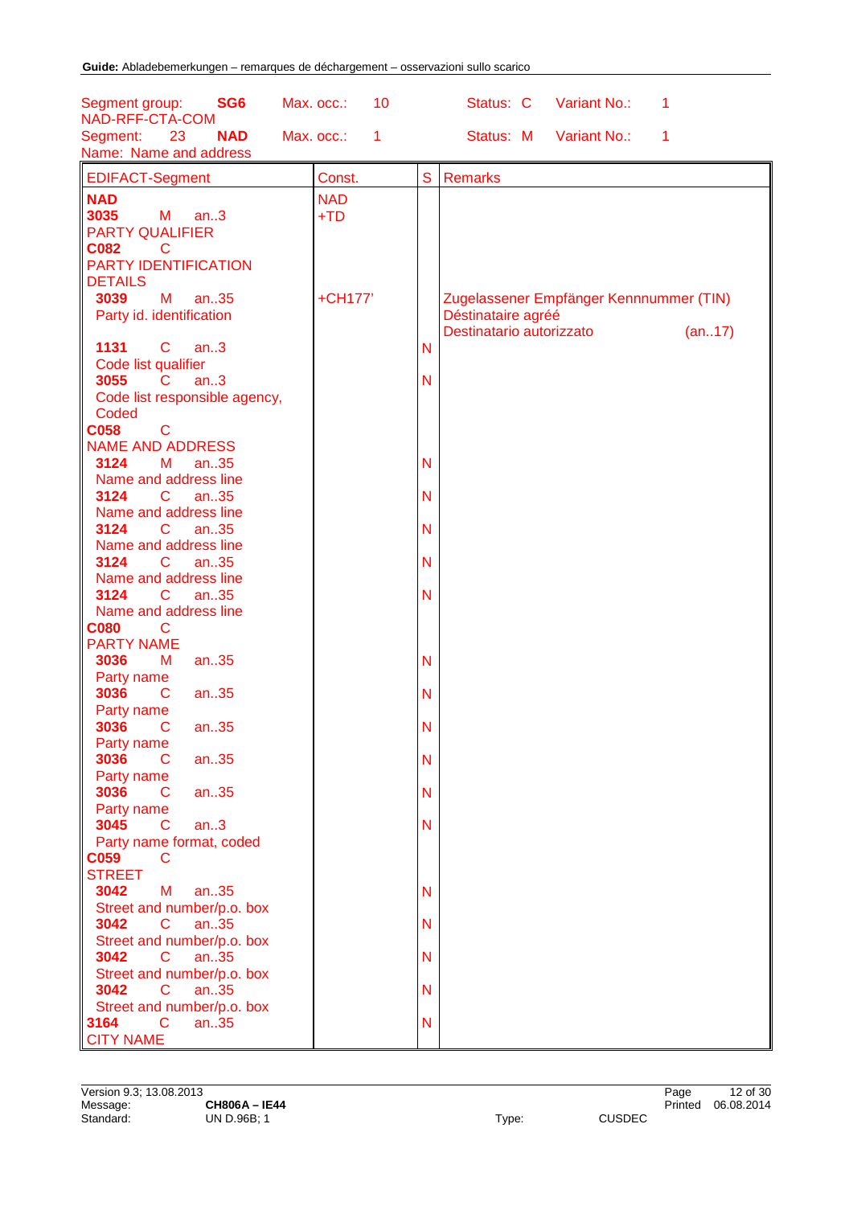Segment group: **SG6** Max. occ.: 10 Status: C Variant No.: 1
NAD-RFF-CTA-COM
Segment: 23 **NAD** Max. occ.: 1 Status: M Variant No.: 1
Name: Name and address

| EDIFACT-Segment | Const. | S | Remarks |
|---|---|---|---|
| **NAD** | NAD | | |
| **3035** M an..3 PARTY QUALIFIER | +TD | | |
| **C082** C PARTY IDENTIFICATION DETAILS | | | |
| **3039** M an..35 Party id. identification | +CH177' | | Zugelassener Empfänger Kennnummer (TIN) Déstinataire agréé Destinatario autorizzato (an..17) |
| **1131** C an..3 Code list qualifier | | N | |
| **3055** C an..3 Code list responsible agency, Coded | | N | |
| **C058** C NAME AND ADDRESS | | | |
| **3124** M an..35 Name and address line | | N | |
| **3124** C an..35 Name and address line | | N | |
| **3124** C an..35 Name and address line | | N | |
| **3124** C an..35 Name and address line | | N | |
| **3124** C an..35 Name and address line | | N | |
| **C080** C PARTY NAME | | | |
| **3036** M an..35 Party name | | N | |
| **3036** C an..35 Party name | | N | |
| **3036** C an..35 Party name | | N | |
| **3036** C an..35 Party name | | N | |
| **3036** C an..35 Party name | | N | |
| **3045** C an..3 Party name format, coded | | N | |
| **C059** C STREET | | | |
| **3042** M an..35 Street and number/p.o. box | | N | |
| **3042** C an..35 Street and number/p.o. box | | N | |
| **3042** C an..35 Street and number/p.o. box | | N | |
| **3042** C an..35 Street and number/p.o. box | | N | |
| **3164** C an..35 CITY NAME | | N | |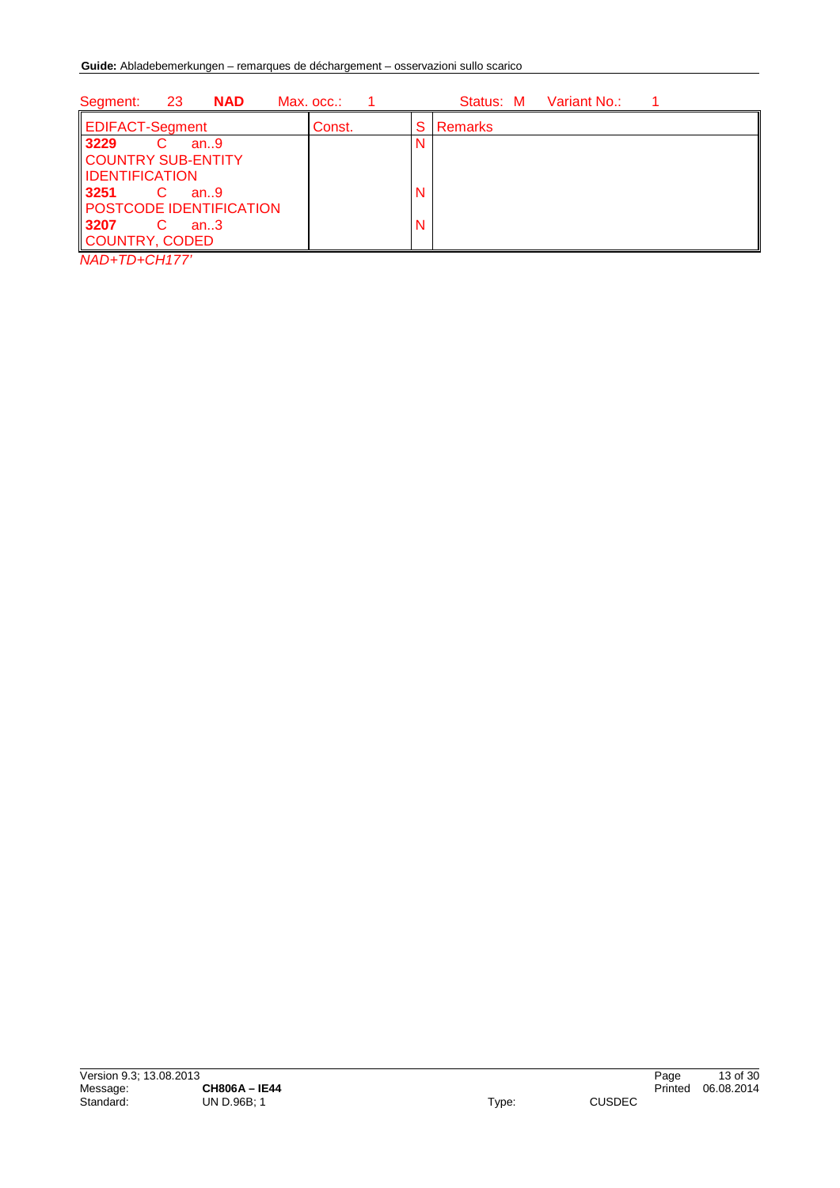Segment: 23 **NAD** Max. occ.: 1 Status: M Variant No.: 1

| EDIFACT-Segment | Const. | S | Remarks |
|---|---|---|---|
| **3229** C an..9 COUNTRY SUB-ENTITY IDENTIFICATION | | N | |
| **3251** C an..9 POSTCODE IDENTIFICATION | | N | |
| **3207** C an..3 COUNTRY, CODED | | N | |

*NAD+TD+CH177'*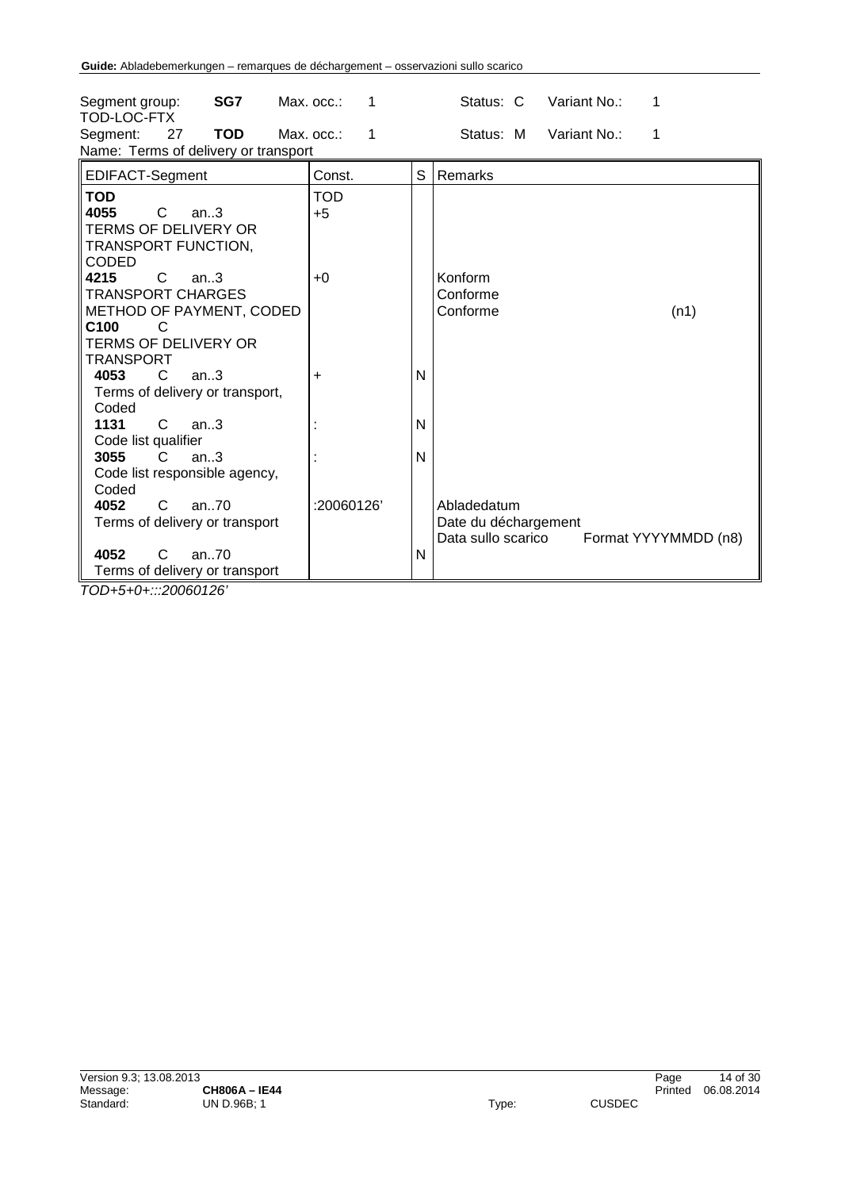| Segment group: | SG7 | Max. occ.: | 1 | Status: C | Variant No.: | 1 |
|---|---|---|---|---|---|---|
| TOD-LOC-FTX | | | | | | |
| Segment: 27 | TOD | Max. occ.: | 1 | Status: M | Variant No.: | 1 |

Name: Terms of delivery or transport

| EDIFACT-Segment | Const. | S | Remarks |
|---|---|---|---|
| **TOD** | TOD | | |
| **4055** C an..3<br>TERMS OF DELIVERY OR TRANSPORT FUNCTION, CODED | +5 | | |
| **4215** C an..3<br>TRANSPORT CHARGES METHOD OF PAYMENT, CODED | +0 | | Konform<br>Conforme<br>Conforme (n1) |
| **C100** C<br>TERMS OF DELIVERY OR TRANSPORT | | | |
| **4053** C an..3<br>Terms of delivery or transport, Coded | + | N | |
| **1131** C an..3<br>Code list qualifier | : | N | |
| **3055** C an..3<br>Code list responsible agency, Coded | : | N | |
| **4052** C an..70<br>Terms of delivery or transport | :20060126' | | Abladedatum<br>Date du déchargement<br>Data sullo scarico Format YYYYMMDD (n8) |
| **4052** C an..70<br>Terms of delivery or transport | | N | |

*TOD+5+0+:::20060126'*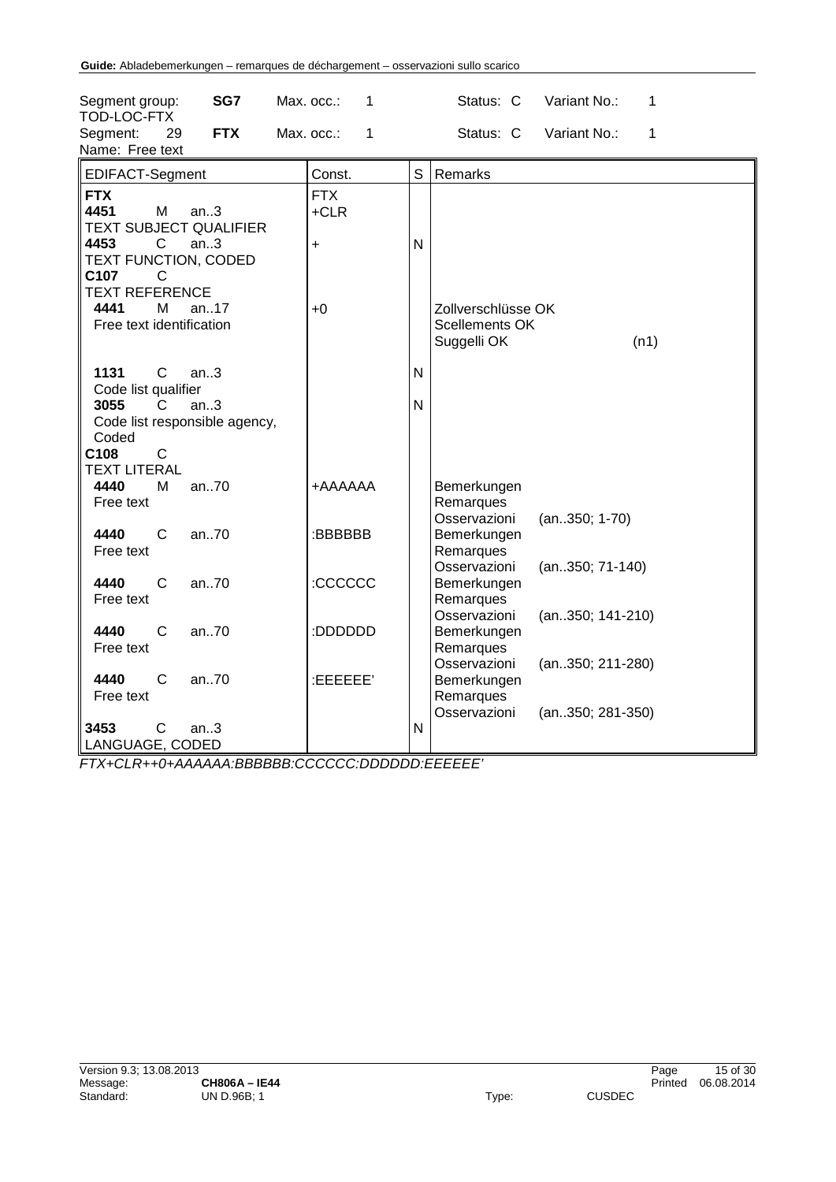| Segment group: | SG7 | Max. occ.: | 1 | Status: C | Variant No.: | 1 |
|---|---|---|---|---|---|---|
| TOD-LOC-FTX | | | | | | |
| Segment: 29 | FTX | Max. occ.: | 1 | Status: C | Variant No.: | 1 |
| Name: Free text | | | | | | |

| EDIFACT-Segment | Const. | S | Remarks |
|---|---|---|---|
| **FTX** | FTX | | |
| **4451** M an..3 TEXT SUBJECT QUALIFIER | +CLR | | |
| **4453** C an..3 TEXT FUNCTION, CODED | + | N | |
| **C107** C TEXT REFERENCE | | | |
| **4441** M an..17 Free text identification | +0 | | Zollverschlüsse OK Scellements OK Suggelli OK (n1) |
| **1131** C an..3 Code list qualifier | | N | |
| **3055** C an..3 Code list responsible agency, Coded | | N | |
| **C108** C TEXT LITERAL | | | |
| **4440** M an..70 Free text | +AAAAAA | | Bemerkungen Remarques Osservazioni (an..350; 1-70) |
| **4440** C an..70 Free text | :BBBBBB | | Bemerkungen Remarques Osservazioni (an..350; 71-140) |
| **4440** C an..70 Free text | :CCCCCC | | Bemerkungen Remarques Osservazioni (an..350; 141-210) |
| **4440** C an..70 Free text | :DDDDDD | | Bemerkungen Remarques Osservazioni (an..350; 211-280) |
| **4440** C an..70 Free text | :EEEEEE' | | Bemerkungen Remarques Osservazioni (an..350; 281-350) |
| **3453** C an..3 LANGUAGE, CODED | | N | |

*FTX+CLR++0+AAAAAA:BBBBBB:CCCCCC:DDDDDD:EEEEEE'*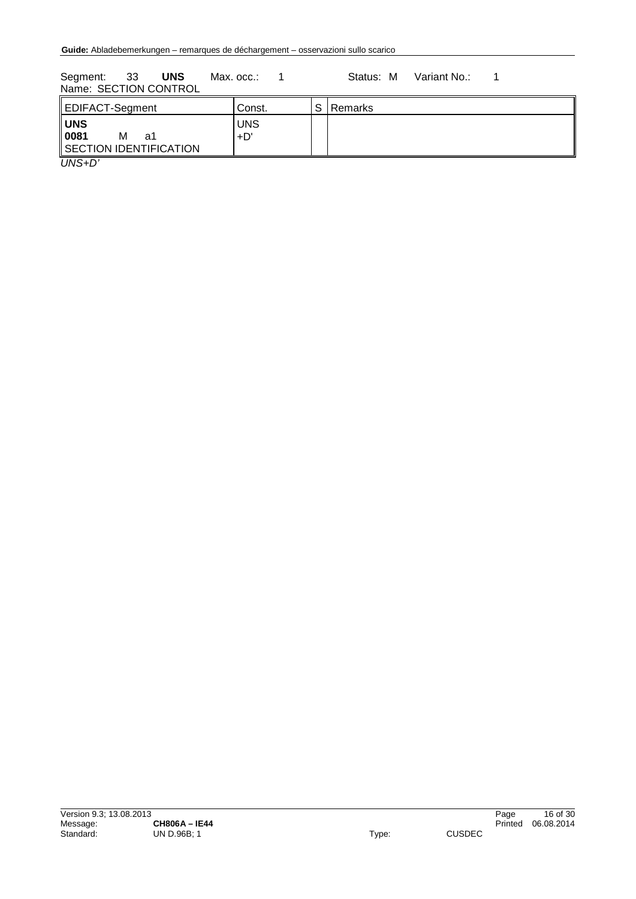Segment: 33 **UNS** Max. occ.: 1 Status: M Variant No.: 1
Name: SECTION CONTROL

| EDIFACT-Segment | Const. | S | Remarks |
|---|---|---|---|
| **UNS**<br>**0081** M a1<br>SECTION IDENTIFICATION | UNS<br>+D' | | |

*UNS+D'*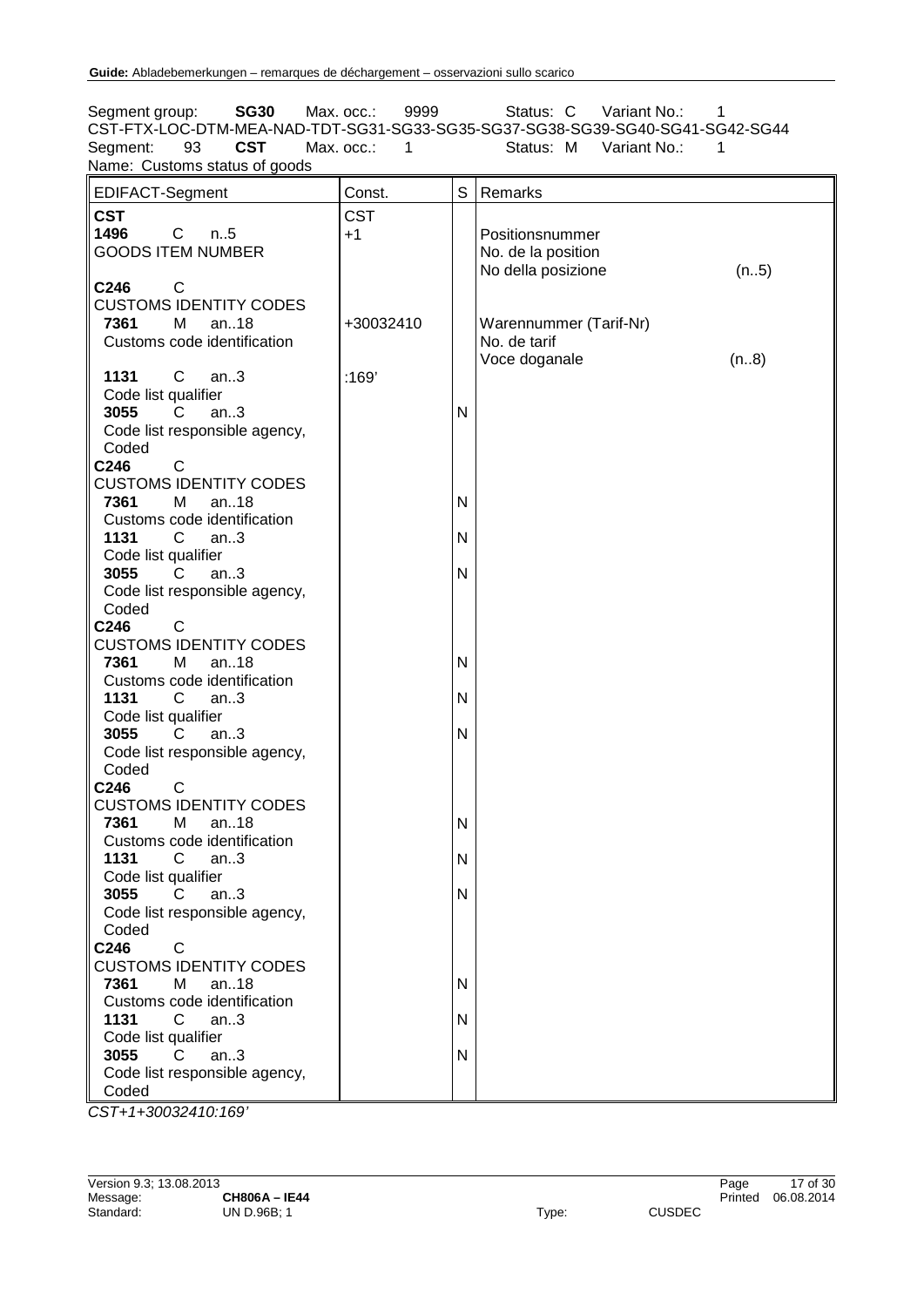Segment group: **SG30** Max. occ.: 9999 Status: C Variant No.: 1
CST-FTX-LOC-DTM-MEA-NAD-TDT-SG31-SG33-SG35-SG37-SG38-SG39-SG40-SG41-SG42-SG44
Segment: 93 **CST** Max. occ.: 1 Status: M Variant No.: 1
Name: Customs status of goods

| EDIFACT-Segment | Const. | S | Remarks |
|---|---|---|---|
| **CST** | CST | | |
| **1496** C n..5<br>GOODS ITEM NUMBER | +1 | | Positionsnummer<br>No. de la position<br>No della posizione (n..5) |
| **C246** C<br>CUSTOMS IDENTITY CODES | | | |
| **7361** M an..18<br>Customs code identification | +30032410 | | Warennummer (Tarif-Nr)<br>No. de tarif<br>Voce doganale (n..8) |
| **1131** C an..3<br>Code list qualifier | :169' | | |
| **3055** C an..3<br>Code list responsible agency, Coded | | N | |
| **C246** C<br>CUSTOMS IDENTITY CODES | | | |
| **7361** M an..18<br>Customs code identification | | N | |
| **1131** C an..3<br>Code list qualifier | | N | |
| **3055** C an..3<br>Code list responsible agency, Coded | | N | |
| **C246** C<br>CUSTOMS IDENTITY CODES | | | |
| **7361** M an..18<br>Customs code identification | | N | |
| **1131** C an..3<br>Code list qualifier | | N | |
| **3055** C an..3<br>Code list responsible agency, Coded | | N | |
| **C246** C<br>CUSTOMS IDENTITY CODES | | | |
| **7361** M an..18<br>Customs code identification | | N | |
| **1131** C an..3<br>Code list qualifier | | N | |
| **3055** C an..3<br>Code list responsible agency, Coded | | N | |
| **C246** C<br>CUSTOMS IDENTITY CODES | | | |
| **7361** M an..18<br>Customs code identification | | N | |
| **1131** C an..3<br>Code list qualifier | | N | |
| **3055** C an..3<br>Code list responsible agency, Coded | | N | |

*CST+1+30032410:169'*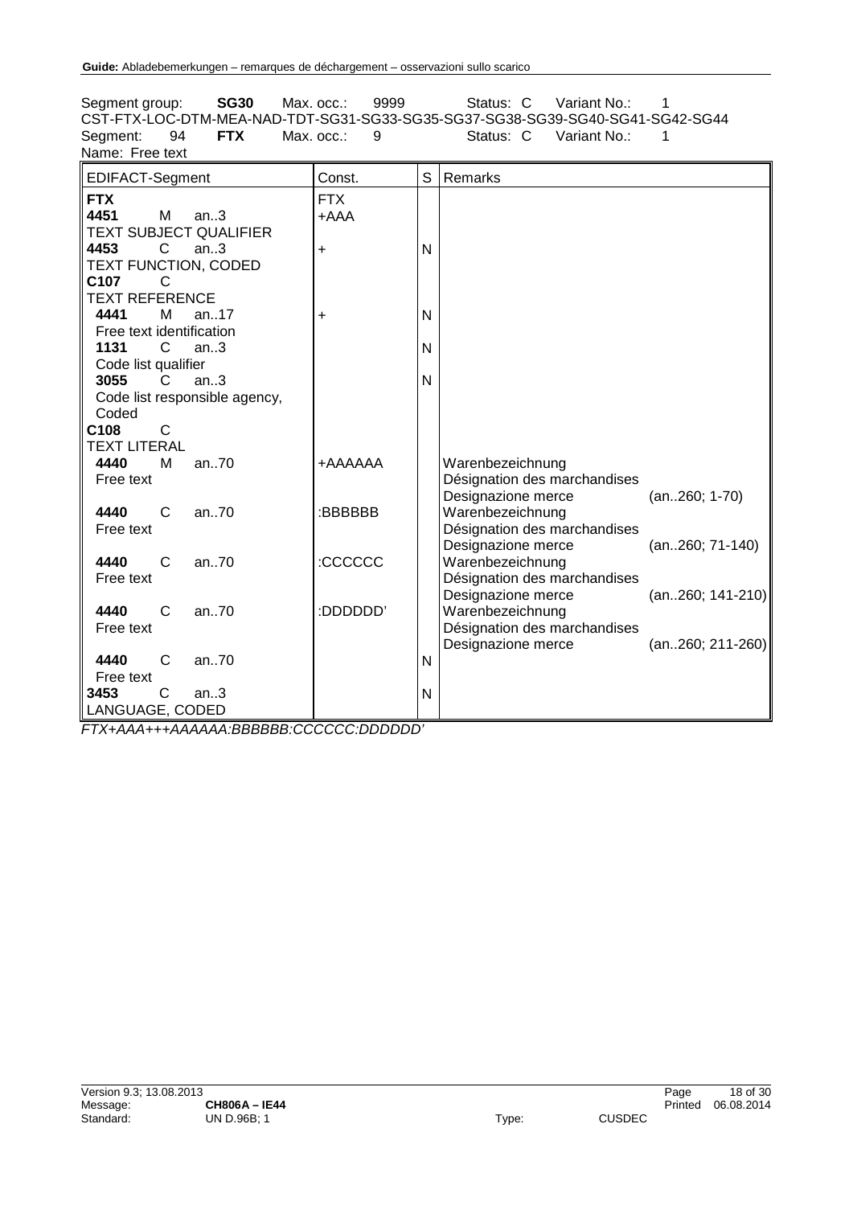Segment group: **SG30** Max. occ.: 9999 Status: C Variant No.: 1
CST-FTX-LOC-DTM-MEA-NAD-TDT-SG31-SG33-SG35-SG37-SG38-SG39-SG40-SG41-SG42-SG44
Segment: 94 **FTX** Max. occ.: 9 Status: C Variant No.: 1
Name: Free text

| EDIFACT-Segment | Const. | S | Remarks |
|---|---|---|---|
| **FTX** | FTX | | |
| **4451** M an..3<br>TEXT SUBJECT QUALIFIER | +AAA | | |
| **4453** C an..3<br>TEXT FUNCTION, CODED | + | N | |
| **C107** C<br>TEXT REFERENCE | | | |
| **4441** M an..17<br>Free text identification | + | N | |
| **1131** C an..3<br>Code list qualifier | | N | |
| **3055** C an..3<br>Code list responsible agency, Coded | | N | |
| **C108** C<br>TEXT LITERAL | | | |
| **4440** M an..70<br>Free text | +AAAAAA | | Warenbezeichnung<br>Désignation des marchandises<br>Designazione merce (an..260; 1-70) |
| **4440** C an..70<br>Free text | :BBBBBB | | Warenbezeichnung<br>Désignation des marchandises<br>Designazione merce (an..260; 71-140) |
| **4440** C an..70<br>Free text | :CCCCCC | | Warenbezeichnung<br>Désignation des marchandises<br>Designazione merce (an..260; 141-210) |
| **4440** C an..70<br>Free text | :DDDDDD' | | Warenbezeichnung<br>Désignation des marchandises<br>Designazione merce (an..260; 211-260) |
| **4440** C an..70<br>Free text | | N | |
| **3453** C an..3<br>LANGUAGE, CODED | | N | |

*FTX+AAA+++AAAAAA:BBBBBB:CCCCCC:DDDDDD'*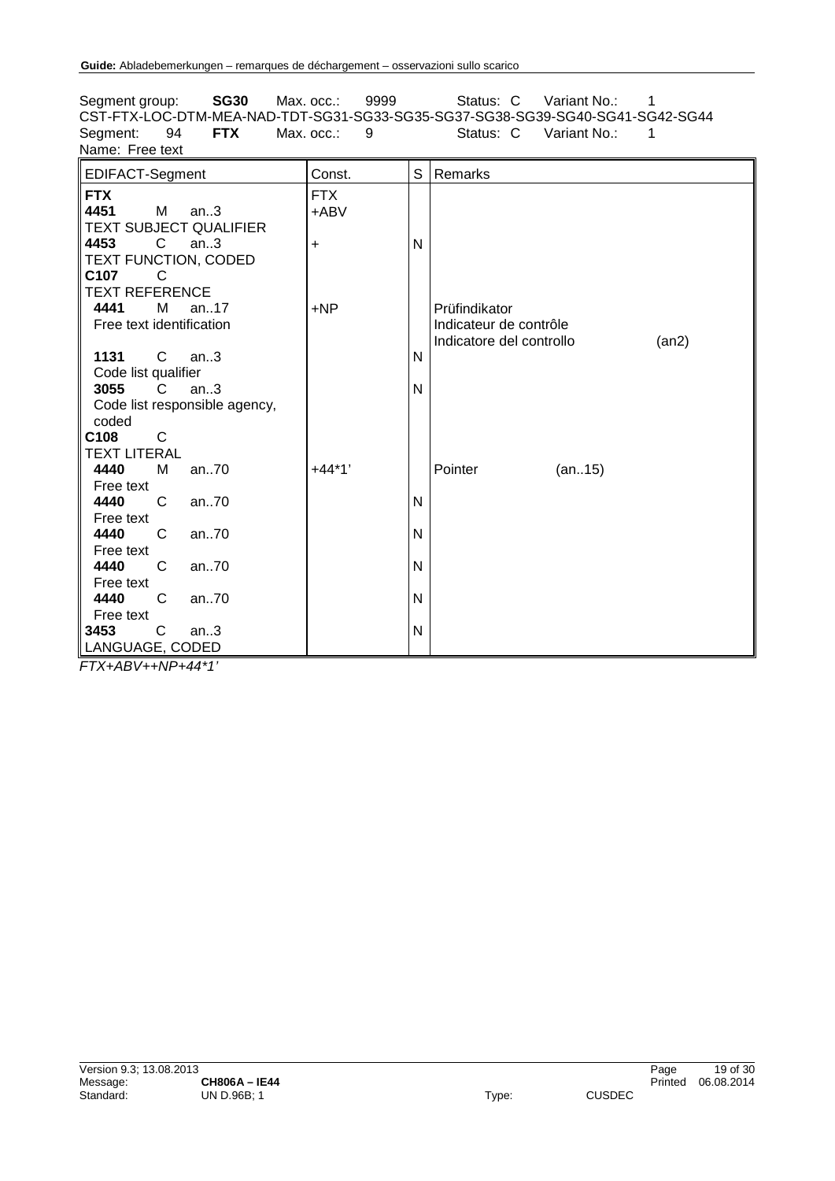Segment group: **SG30** Max. occ.: 9999 Status: C Variant No.: 1
CST-FTX-LOC-DTM-MEA-NAD-TDT-SG31-SG33-SG35-SG37-SG38-SG39-SG40-SG41-SG42-SG44
Segment: 94 **FTX** Max. occ.: 9 Status: C Variant No.: 1
Name: Free text

| EDIFACT-Segment | Const. | S | Remarks |
|---|---|---|---|
| **FTX** | FTX | | |
| **4451** M an..3 TEXT SUBJECT QUALIFIER | +ABV | | |
| **4453** C an..3 TEXT FUNCTION, CODED | + | N | |
| **C107** C TEXT REFERENCE | | | |
| **4441** M an..17 Free text identification | +NP | | Prüfindikator<br>Indicateur de contrôle<br>Indicatore del controllo (an2) |
| **1131** C an..3 Code list qualifier | | N | |
| **3055** C an..3 Code list responsible agency, coded | | N | |
| **C108** C TEXT LITERAL | | | |
| **4440** M an..70 Free text | +44*1' | | Pointer (an..15) |
| **4440** C an..70 Free text | | N | |
| **4440** C an..70 Free text | | N | |
| **4440** C an..70 Free text | | N | |
| **4440** C an..70 Free text | | N | |
| **3453** C an..3 LANGUAGE, CODED | | N | |

*FTX+ABV++NP+44*1'*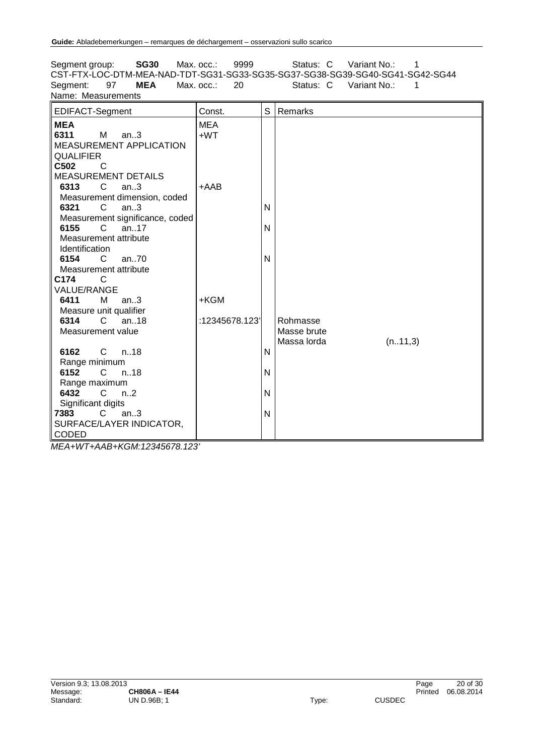Segment group: **SG30** Max. occ.: 9999 Status: C Variant No.: 1
CST-FTX-LOC-DTM-MEA-NAD-TDT-SG31-SG33-SG35-SG37-SG38-SG39-SG40-SG41-SG42-SG44
Segment: 97 **MEA** Max. occ.: 20 Status: C Variant No.: 1
Name: Measurements

| EDIFACT-Segment | Const. | S | Remarks |
|---|---|---|---|
| **MEA** | MEA | | |
| **6311** M an..3 MEASUREMENT APPLICATION QUALIFIER | +WT | | |
| **C502** C MEASUREMENT DETAILS | | | |
| **6313** C an..3 Measurement dimension, coded | +AAB | | |
| **6321** C an..3 Measurement significance, coded | | N | |
| **6155** C an..17 Measurement attribute Identification | | N | |
| **6154** C an..70 Measurement attribute | | N | |
| **C174** C VALUE/RANGE | | | |
| **6411** M an..3 Measure unit qualifier | +KGM | | |
| **6314** C an..18 Measurement value | :12345678.123' | | Rohmasse<br>Masse brute<br>Massa lorda (n..11,3) |
| **6162** C n..18 Range minimum | | N | |
| **6152** C n..18 Range maximum | | N | |
| **6432** C n..2 Significant digits | | N | |
| **7383** C an..3 SURFACE/LAYER INDICATOR, CODED | | N | |

*MEA+WT+AAB+KGM:12345678.123'*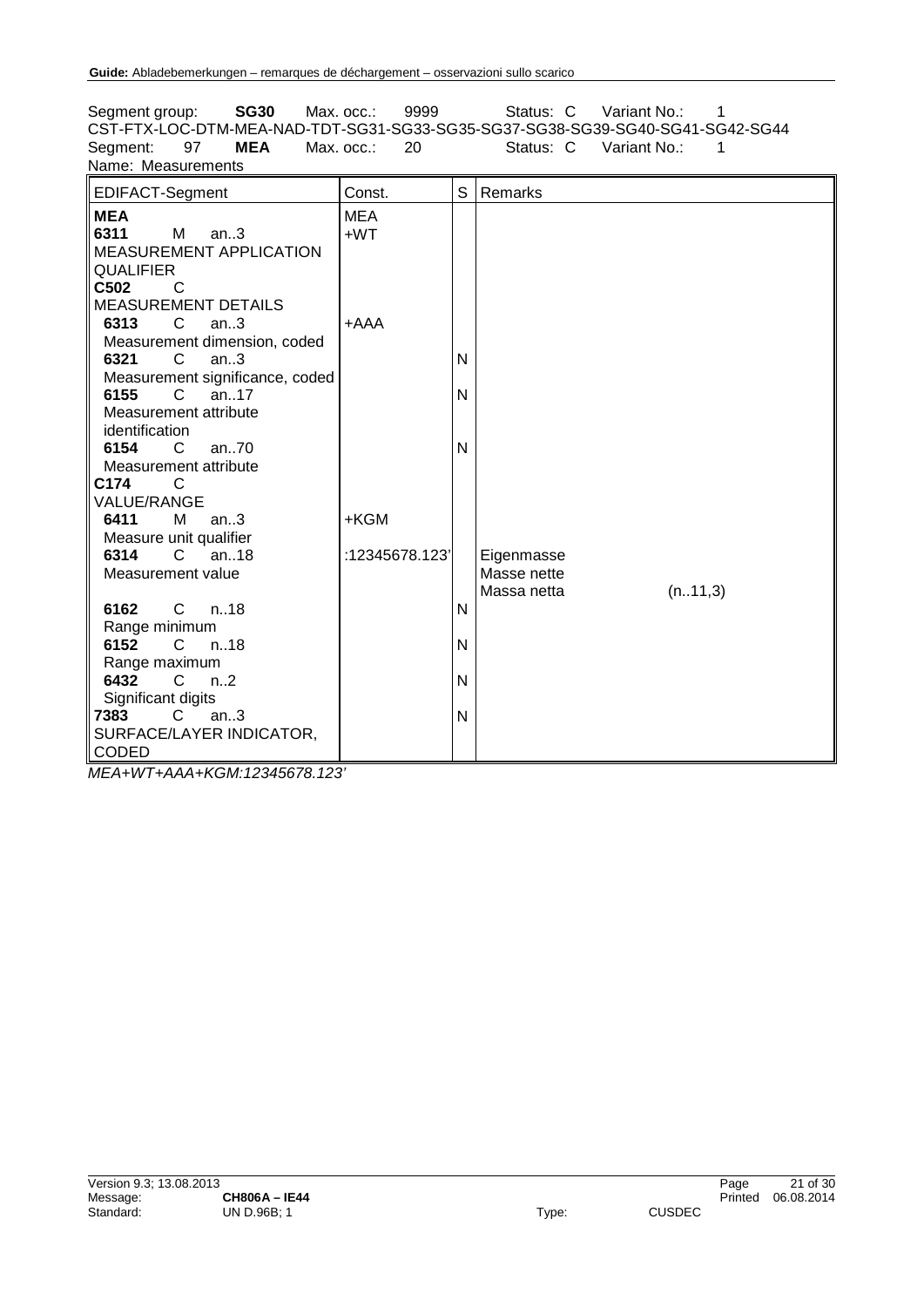Segment group: **SG30** Max. occ.: 9999 Status: C Variant No.: 1
CST-FTX-LOC-DTM-MEA-NAD-TDT-SG31-SG33-SG35-SG37-SG38-SG39-SG40-SG41-SG42-SG44
Segment: 97 **MEA** Max. occ.: 20 Status: C Variant No.: 1
Name: Measurements

| EDIFACT-Segment | Const. | S | Remarks |
|---|---|---|---|
| **MEA** | MEA | | |
| **6311** M an..3 MEASUREMENT APPLICATION QUALIFIER | +WT | | |
| **C502** C MEASUREMENT DETAILS | | | |
| **6313** C an..3 Measurement dimension, coded | +AAA | | |
| **6321** C an..3 Measurement significance, coded | | N | |
| **6155** C an..17 Measurement attribute identification | | N | |
| **6154** C an..70 Measurement attribute | | N | |
| **C174** C VALUE/RANGE | | | |
| **6411** M an..3 Measure unit qualifier | +KGM | | |
| **6314** C an..18 Measurement value | :12345678.123' | | Eigenmasse<br>Masse nette<br>Massa netta (n..11,3) |
| **6162** C n..18 Range minimum | | N | |
| **6152** C n..18 Range maximum | | N | |
| **6432** C n..2 Significant digits | | N | |
| **7383** C an..3 SURFACE/LAYER INDICATOR, CODED | | N | |

*MEA+WT+AAA+KGM:12345678.123'*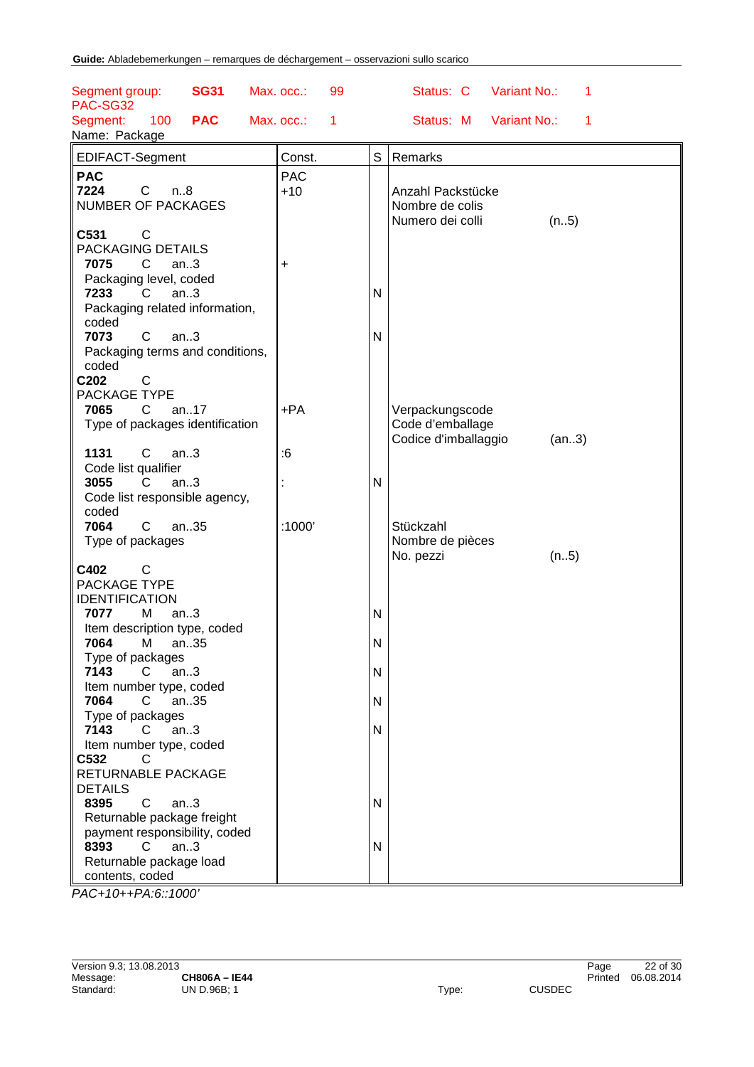Guide: Abladebemerkungen – remarques de déchargement – osservazioni sullo scarico

Segment group: **SG31** Max. occ.: 99 Status: C Variant No.: 1
PAC-SG32
Segment: 100 **PAC** Max. occ.: 1 Status: M Variant No.: 1
Name: Package

| EDIFACT-Segment | Const. | S | Remarks |
|---|---|---|---|
| **PAC** | PAC | | |
| **7224** C n..8 NUMBER OF PACKAGES | +10 | | Anzahl Packstücke<br>Nombre de colis<br>Numero dei colli (n..5) |
| **C531** C PACKAGING DETAILS | | | |
| **7075** C an..3 Packaging level, coded | + | | |
| **7233** C an..3 Packaging related information, coded | | N | |
| **7073** C an..3 Packaging terms and conditions, coded | | N | |
| **C202** C PACKAGE TYPE | | | |
| **7065** C an..17 Type of packages identification | +PA | | Verpackungscode<br>Code d'emballage<br>Codice d'imballaggio (an..3) |
| **1131** C an..3 Code list qualifier | :6 | | |
| **3055** C an..3 Code list responsible agency, coded | : | N | |
| **7064** C an..35 Type of packages | :1000' | | Stückzahl<br>Nombre de pièces<br>No. pezzi (n..5) |
| **C402** C PACKAGE TYPE IDENTIFICATION | | | |
| **7077** M an..3 Item description type, coded | | N | |
| **7064** M an..35 Type of packages | | N | |
| **7143** C an..3 Item number type, coded | | N | |
| **7064** C an..35 Type of packages | | N | |
| **7143** C an..3 Item number type, coded | | N | |
| **C532** C RETURNABLE PACKAGE DETAILS | | | |
| **8395** C an..3 Returnable package freight payment responsibility, coded | | N | |
| **8393** C an..3 Returnable package load contents, coded | | N | |

*PAC+10++PA:6::1000'*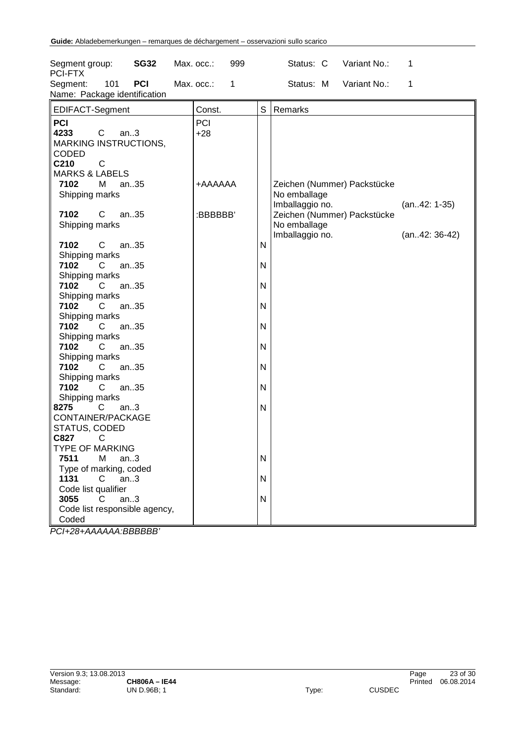Segment group: **SG32** Max. occ.: 999 Status: C Variant No.: 1
PCI-FTX
Segment: 101 **PCI** Max. occ.: 1 Status: M Variant No.: 1
Name: Package identification

| EDIFACT-Segment | Const. | S | Remarks |
|---|---|---|---|
| **PCI** | PCI | | |
| **4233** C an..3 MARKING INSTRUCTIONS, CODED | +28 | | |
| **C210** C MARKS & LABELS | | | |
| **7102** M an..35 Shipping marks | +AAAAAA | | Zeichen (Nummer) Packstücke No emballage Imballaggio no. (an..42: 1-35) |
| **7102** C an..35 Shipping marks | :BBBBBB' | | Zeichen (Nummer) Packstücke No emballage Imballaggio no. (an..42: 36-42) |
| **7102** C an..35 Shipping marks | | N | |
| **7102** C an..35 Shipping marks | | N | |
| **7102** C an..35 Shipping marks | | N | |
| **7102** C an..35 Shipping marks | | N | |
| **7102** C an..35 Shipping marks | | N | |
| **7102** C an..35 Shipping marks | | N | |
| **7102** C an..35 Shipping marks | | N | |
| **7102** C an..35 Shipping marks | | N | |
| **8275** C an..3 CONTAINER/PACKAGE STATUS, CODED | | N | |
| **C827** C TYPE OF MARKING | | | |
| **7511** M an..3 Type of marking, coded | | N | |
| **1131** C an..3 Code list qualifier | | N | |
| **3055** C an..3 Code list responsible agency, Coded | | N | |

*PCI+28+AAAAAA:BBBBBB'*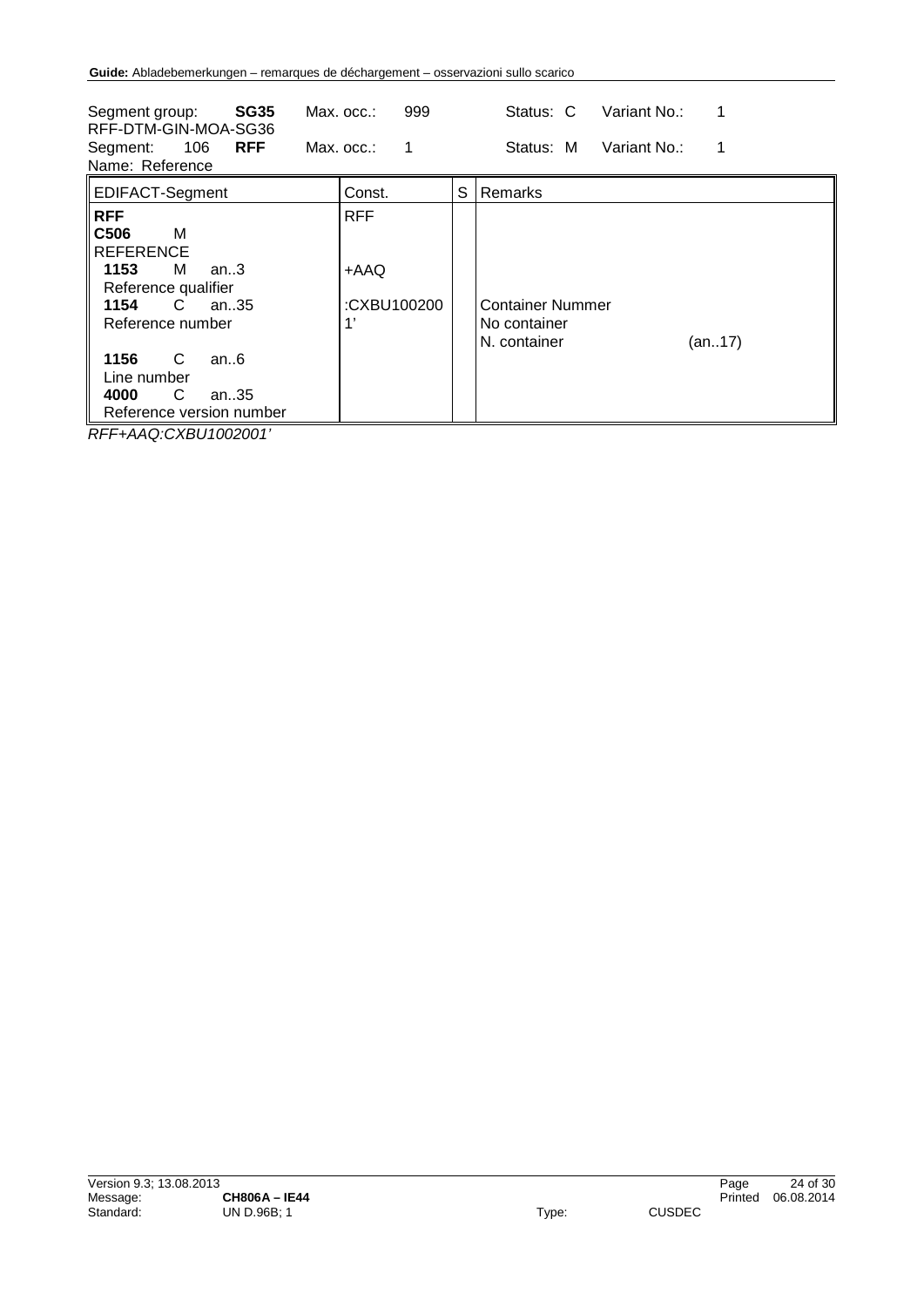| Segment group: **SG35** | Max. occ.: 999 | Status: C | Variant No.: 1 |
|---|---|---|---|
| RFF-DTM-GIN-MOA-SG36 | | | |
| Segment: 106 **RFF** | Max. occ.: 1 | Status: M | Variant No.: 1 |
| Name: Reference | | | |

| EDIFACT-Segment | Const. | S | Remarks |
|---|---|---|---|
| **RFF** | RFF | | |
| **C506** M<br>REFERENCE | | | |
| **1153** M an..3<br>Reference qualifier | +AAQ | | |
| **1154** C an..35<br>Reference number | :CXBU1002001' | | Container Nummer<br>No container<br>N. container (an..17) |
| **1156** C an..6<br>Line number | | | |
| **4000** C an..35<br>Reference version number | | | |

*RFF+AAQ:CXBU1002001'*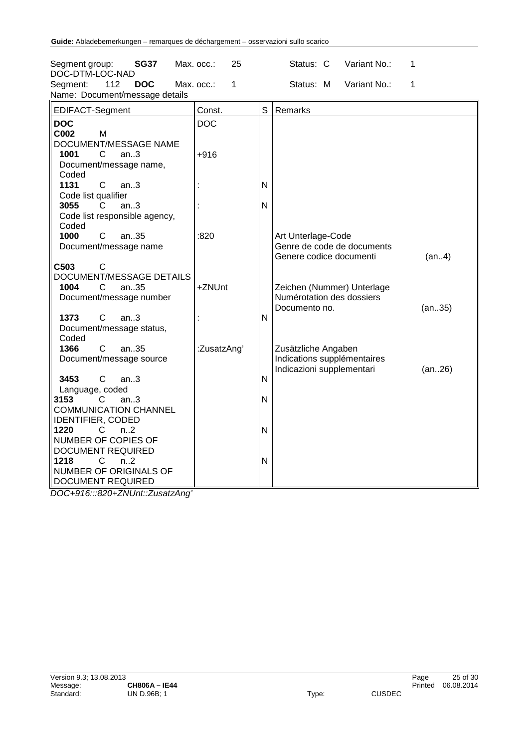| Segment group: | **SG37** | Max. occ.: | 25 | Status: C | Variant No.: | 1 |
|---|---|---|---|---|---|---|
| DOC-DTM-LOC-NAD | | | | | | |
| Segment: 112 | **DOC** | Max. occ.: | 1 | Status: M | Variant No.: | 1 |

Name: Document/message details

| EDIFACT-Segment | Const. | S | Remarks |
|---|---|---|---|
| **DOC** | DOC | | |
| **C002** M<br>DOCUMENT/MESSAGE NAME | | | |
| **1001** C an..3<br>Document/message name, Coded | +916 | | |
| **1131** C an..3<br>Code list qualifier | : | N | |
| **3055** C an..3<br>Code list responsible agency, Coded | : | N | |
| **1000** C an..35<br>Document/message name | :820 | | Art Unterlage-Code<br>Genre de code de documents<br>Genere codice documenti (an..4) |
| **C503** C<br>DOCUMENT/MESSAGE DETAILS | | | |
| **1004** C an..35<br>Document/message number | +ZNUnt | | Zeichen (Nummer) Unterlage<br>Numérotation des dossiers<br>Documento no. (an..35) |
| **1373** C an..3<br>Document/message status, Coded | : | N | |
| **1366** C an..35<br>Document/message source | :ZusatzAng' | | Zusätzliche Angaben<br>Indications supplémentaires<br>Indicazioni supplementari (an..26) |
| **3453** C an..3<br>Language, coded | | N | |
| **3153** C an..3<br>COMMUNICATION CHANNEL IDENTIFIER, CODED | | N | |
| **1220** C n..2<br>NUMBER OF COPIES OF DOCUMENT REQUIRED | | N | |
| **1218** C n..2<br>NUMBER OF ORIGINALS OF DOCUMENT REQUIRED | | N | |

*DOC+916:::820+ZNUnt::ZusatzAng'*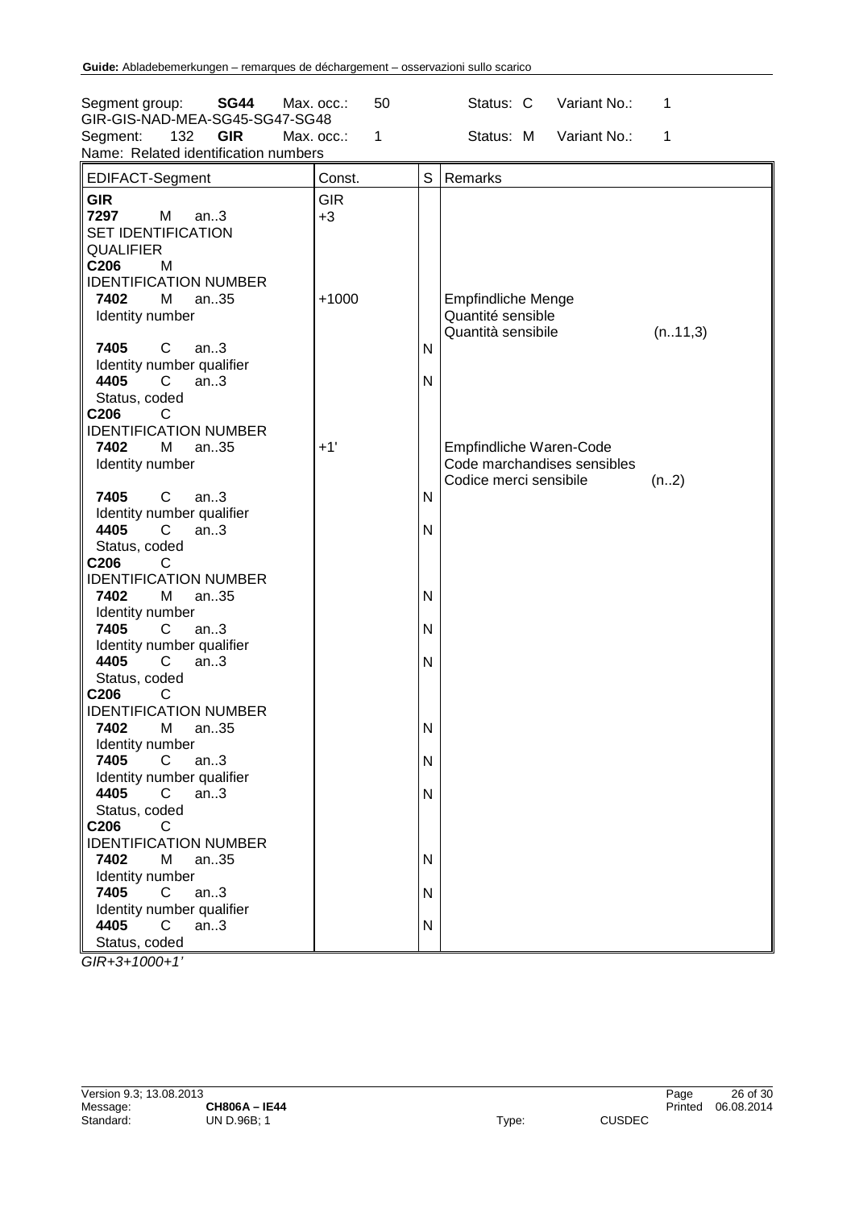Segment group: **SG44** Max. occ.: 50 Status: C Variant No.: 1
GIR-GIS-NAD-MEA-SG45-SG47-SG48
Segment: 132 **GIR** Max. occ.: 1 Status: M Variant No.: 1
Name: Related identification numbers

| EDIFACT-Segment | Const. | S | Remarks |
|---|---|---|---|
| **GIR** | GIR | | |
| **7297** M an..3 SET IDENTIFICATION QUALIFIER | +3 | | |
| **C206** M IDENTIFICATION NUMBER | | | |
| **7402** M an..35 Identity number | +1000 | | Empfindliche Menge<br>Quantité sensible<br>Quantità sensibile (n..11,3) |
| **7405** C an..3 Identity number qualifier | | N | |
| **4405** C an..3 Status, coded | | N | |
| **C206** C IDENTIFICATION NUMBER | | | |
| **7402** M an..35 Identity number | +1' | | Empfindliche Waren-Code<br>Code marchandises sensibles<br>Codice merci sensibile (n..2) |
| **7405** C an..3 Identity number qualifier | | N | |
| **4405** C an..3 Status, coded | | N | |
| **C206** C IDENTIFICATION NUMBER | | | |
| **7402** M an..35 Identity number | | N | |
| **7405** C an..3 Identity number qualifier | | N | |
| **4405** C an..3 Status, coded | | N | |
| **C206** C IDENTIFICATION NUMBER | | | |
| **7402** M an..35 Identity number | | N | |
| **7405** C an..3 Identity number qualifier | | N | |
| **4405** C an..3 Status, coded | | N | |
| **C206** C IDENTIFICATION NUMBER | | | |
| **7402** M an..35 Identity number | | N | |
| **7405** C an..3 Identity number qualifier | | N | |
| **4405** C an..3 Status, coded | | N | |

*GIR+3+1000+1'*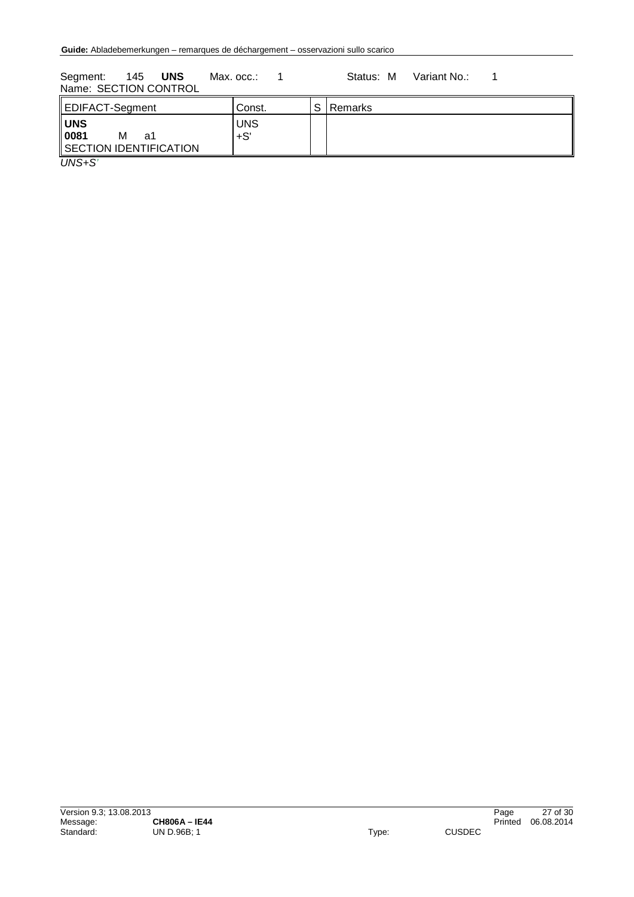Segment: 145 **UNS** Max. occ.: 1 Status: M Variant No.: 1
Name: SECTION CONTROL

| EDIFACT-Segment | Const. | S | Remarks |
|---|---|---|---|
| **UNS**<br>**0081** M a1<br>SECTION IDENTIFICATION | UNS<br>+S' | | |

*UNS+S'*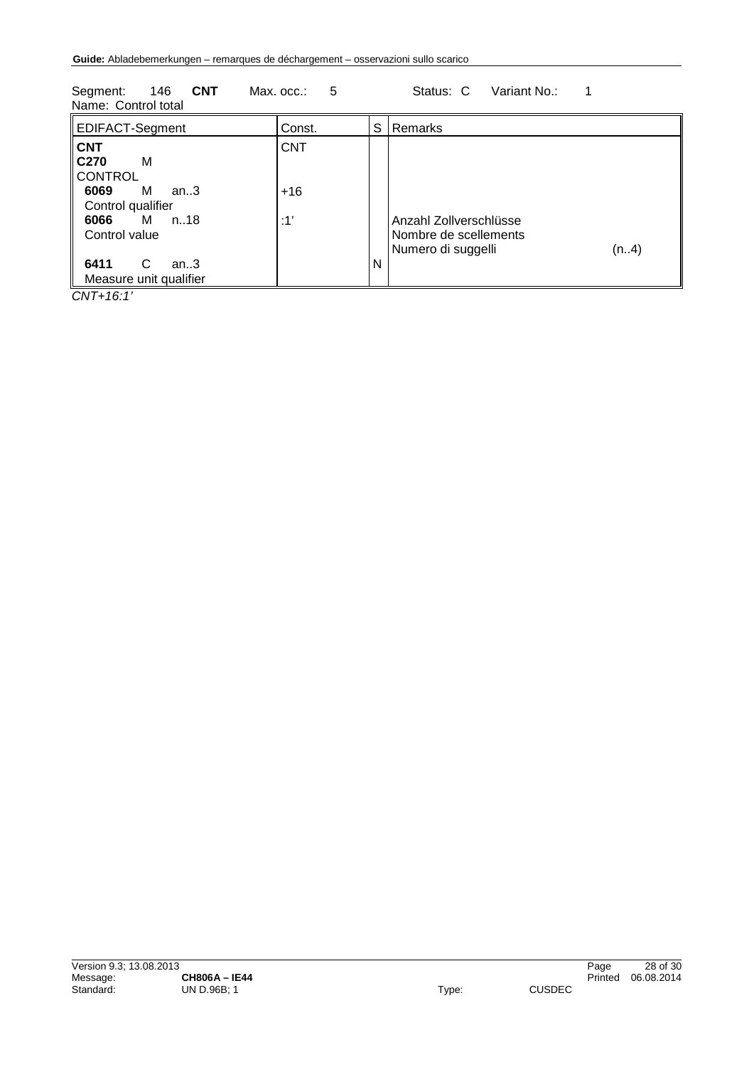Segment: 146 **CNT** Max. occ.: 5 Status: C Variant No.: 1
Name: Control total

| EDIFACT-Segment | Const. | S | Remarks |
|---|---|---|---|
| **CNT** | CNT | | |
| **C270** M CONTROL | | | |
| **6069** M an..3 Control qualifier | +16 | | |
| **6066** M n..18 Control value | :1' | | Anzahl Zollverschlüsse<br>Nombre de scellements<br>Numero di suggelli (n..4) |
| **6411** C an..3 Measure unit qualifier | | N | |

*CNT+16:1'*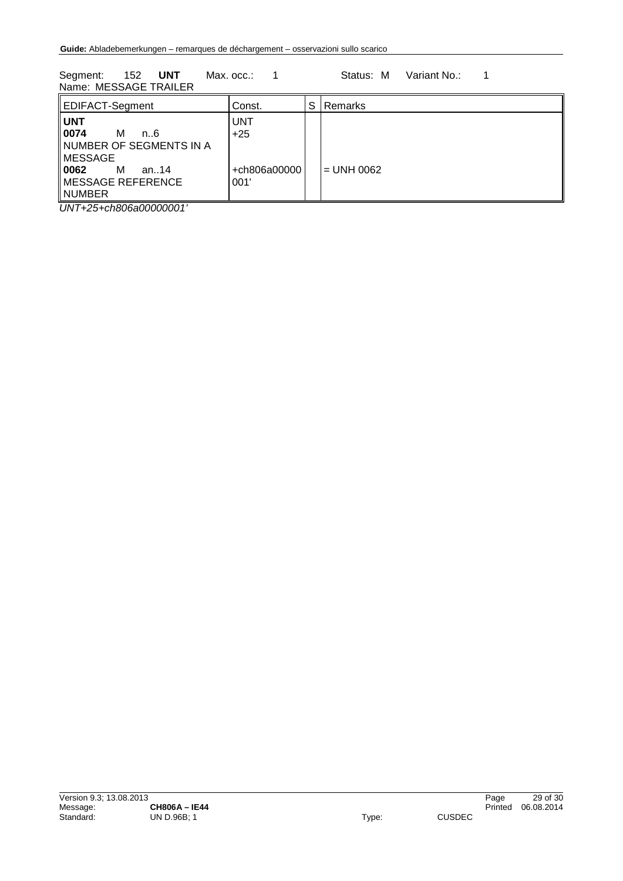Segment: 152 **UNT** Max. occ.: 1 Status: M Variant No.: 1
Name: MESSAGE TRAILER

| EDIFACT-Segment | Const. | S | Remarks |
|---|---|---|---|
| **UNT** | UNT | | |
| **0074** M n..6 NUMBER OF SEGMENTS IN A MESSAGE | +25 | | |
| **0062** M an..14 MESSAGE REFERENCE NUMBER | +ch806a00000001' | | = UNH 0062 |

*UNT+25+ch806a00000001'*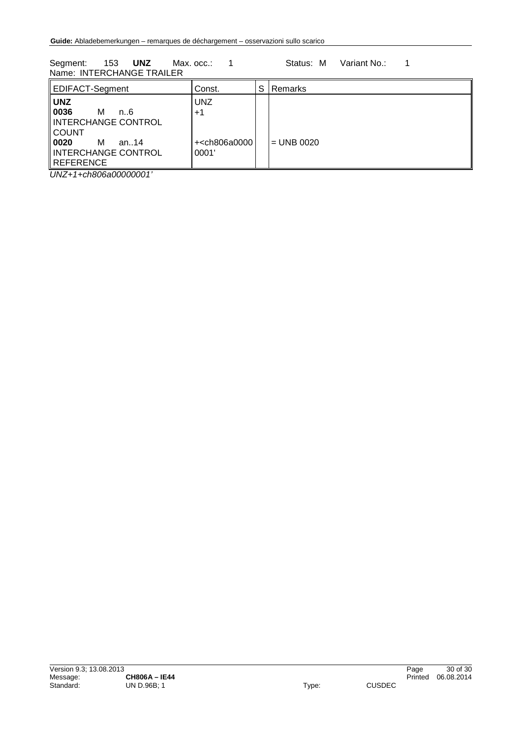Segment: 153 **UNZ** Max. occ.: 1 Status: M Variant No.: 1
Name: INTERCHANGE TRAILER

| EDIFACT-Segment | Const. | S | Remarks |
|---|---|---|---|
| **UNZ** | UNZ | | |
| **0036** M n..6 INTERCHANGE CONTROL COUNT | +1 | | |
| **0020** M an..14 INTERCHANGE CONTROL REFERENCE | +<ch806a00000001' | | = UNB 0020 |

*UNZ+1+ch806a00000001'*